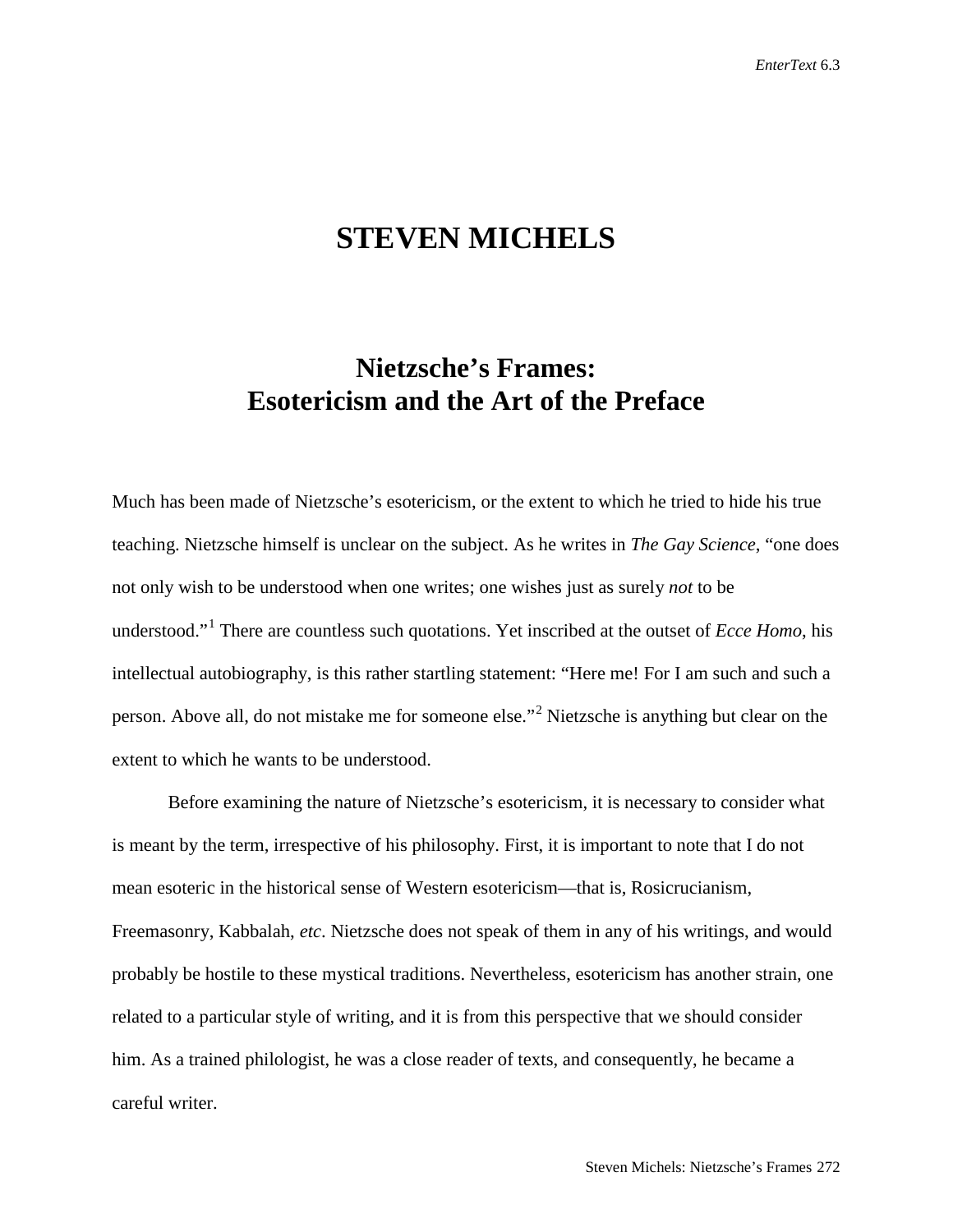# STEVEN MICHELS

## Nietzsche's Frames: Esotericism and the Art of the Preface

Much has been made of Nietzsche's esotericism, or the extent to which he tried to hide his true teaching. Nietzsche himself is unclear on the subject. As he writes in *The Gay Science*, "one does not only wish to be understood when one writes; one wishes just as surely *not* to be understood."[1] There are countless such quotations. Yet inscribed at the outset of *Ecce Homo*, his intellectual autobiography, is this rather startling statement: "Here me! For I am such and such a person. Above all, do not mistake me for someone else."[2] Nietzsche is anything but clear on the extent to which he wants to be understood.

Before examining the nature of Nietzsche's esotericism, it is necessary to consider what is meant by the term, irrespective of his philosophy. First, it is important to note that I do not mean esoteric in the historical sense of Western esotericism—that is, Rosicrucianism, Freemasonry, Kabbalah, *etc*. Nietzsche does not speak of them in any of his writings, and would probably be hostile to these mystical traditions. Nevertheless, esotericism has another strain, one related to a particular style of writing, and it is from this perspective that we should consider him. As a trained philologist, he was a close reader of texts, and consequently, he became a careful writer.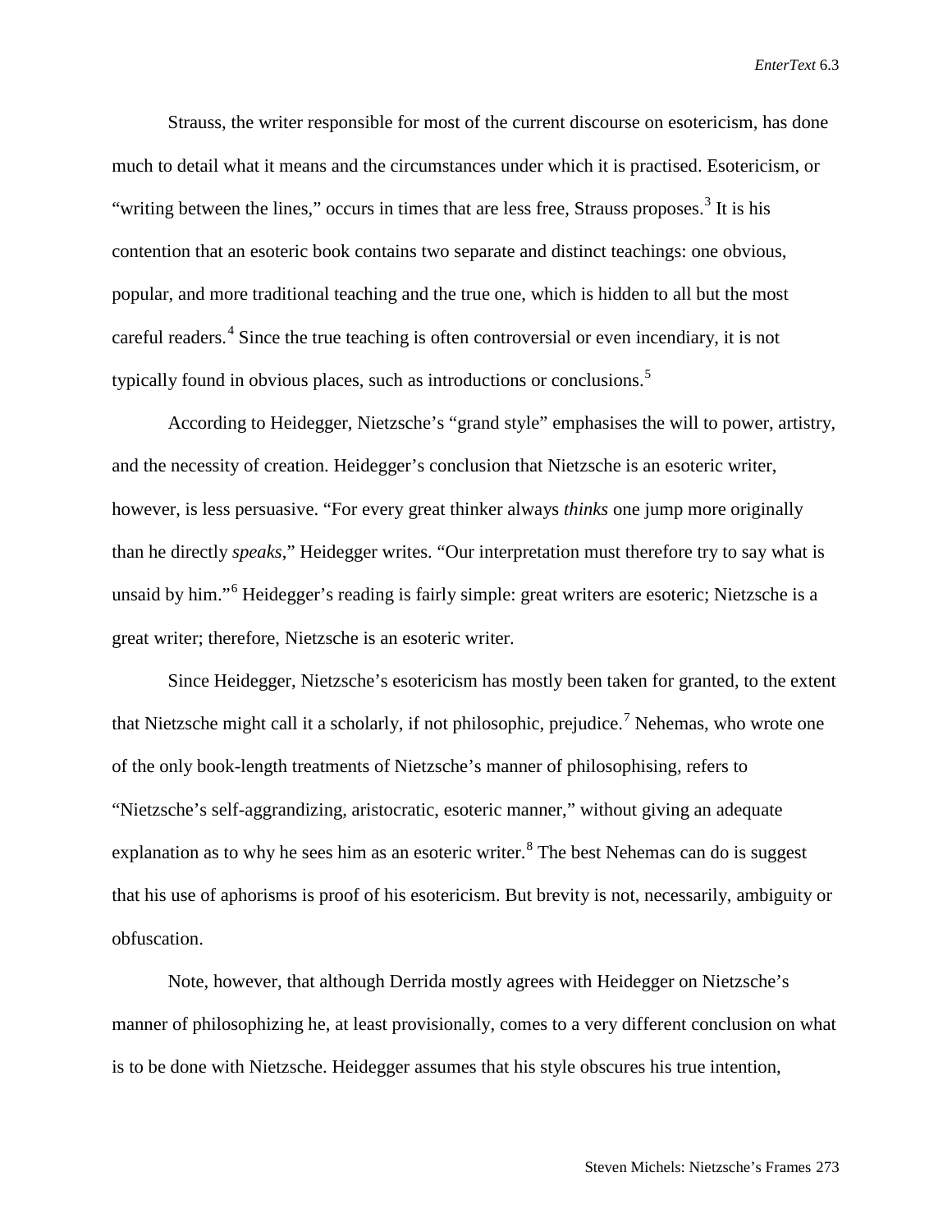Strauss, the writer responsible for most of the current discourse on esotericism, has done much to detail what it means and the circumstances under which it is practised. Esotericism, or "writing between the lines," occurs in times that are less free, Strauss proposes.[3] It is his contention that an esoteric book contains two separate and distinct teachings: one obvious, popular, and more traditional teaching and the true one, which is hidden to all but the most careful readers.[4] Since the true teaching is often controversial or even incendiary, it is not typically found in obvious places, such as introductions or conclusions.[5]

According to Heidegger, Nietzsche's "grand style" emphasises the will to power, artistry, and the necessity of creation. Heidegger's conclusion that Nietzsche is an esoteric writer, however, is less persuasive. "For every great thinker always *thinks* one jump more originally than he directly *speaks*," Heidegger writes. "Our interpretation must therefore try to say what is unsaid by him."[6] Heidegger's reading is fairly simple: great writers are esoteric; Nietzsche is a great writer; therefore, Nietzsche is an esoteric writer.

Since Heidegger, Nietzsche's esotericism has mostly been taken for granted, to the extent that Nietzsche might call it a scholarly, if not philosophic, prejudice.[7] Nehemas, who wrote one of the only book-length treatments of Nietzsche's manner of philosophising, refers to "Nietzsche's self-aggrandizing, aristocratic, esoteric manner," without giving an adequate explanation as to why he sees him as an esoteric writer.[8] The best Nehemas can do is suggest that his use of aphorisms is proof of his esotericism. But brevity is not, necessarily, ambiguity or obfuscation.

Note, however, that although Derrida mostly agrees with Heidegger on Nietzsche's manner of philosophizing he, at least provisionally, comes to a very different conclusion on what is to be done with Nietzsche. Heidegger assumes that his style obscures his true intention,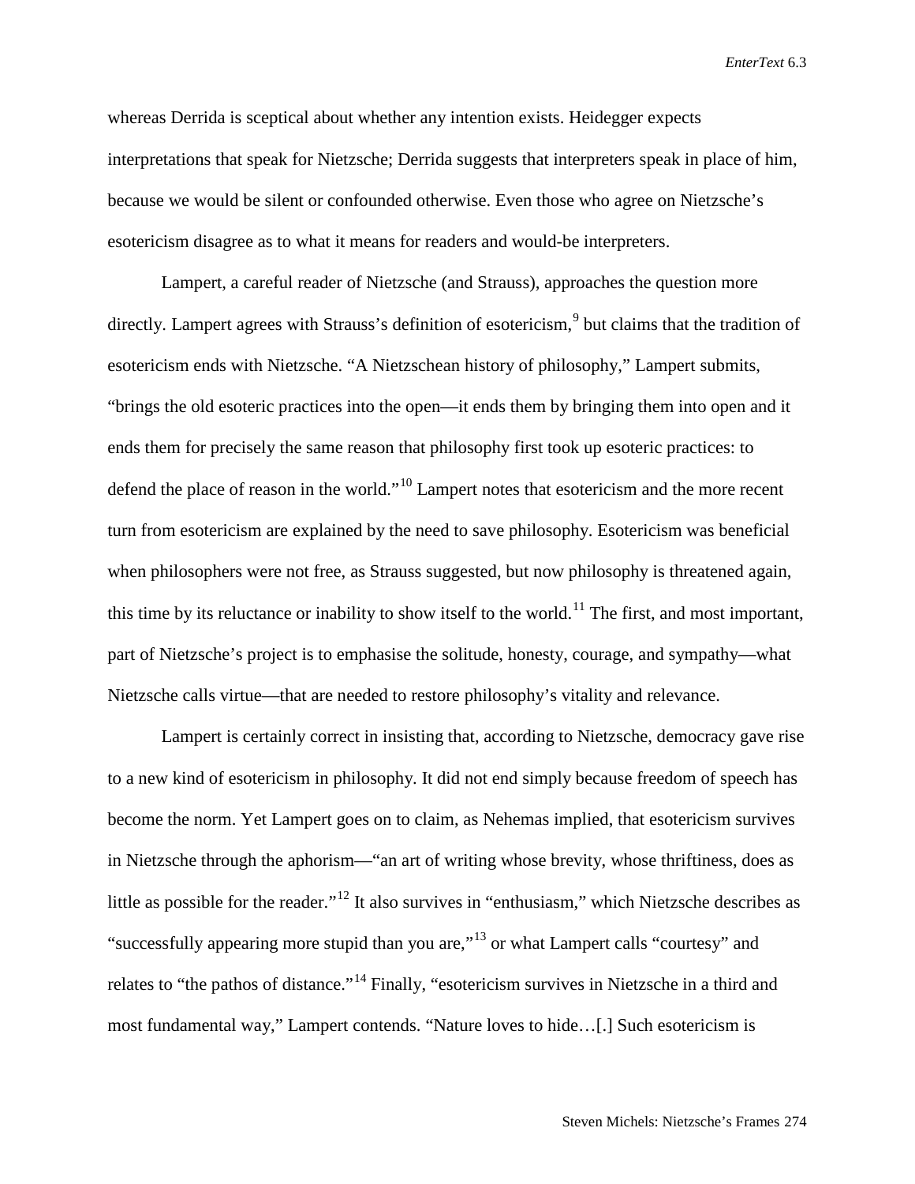whereas Derrida is sceptical about whether any intention exists. Heidegger expects interpretations that speak for Nietzsche; Derrida suggests that interpreters speak in place of him, because we would be silent or confounded otherwise. Even those who agree on Nietzsche's esotericism disagree as to what it means for readers and would-be interpreters.

Lampert, a careful reader of Nietzsche (and Strauss), approaches the question more directly. Lampert agrees with Strauss's definition of esotericism,[9] but claims that the tradition of esotericism ends with Nietzsche. "A Nietzschean history of philosophy," Lampert submits, "brings the old esoteric practices into the open—it ends them by bringing them into open and it ends them for precisely the same reason that philosophy first took up esoteric practices: to defend the place of reason in the world."[10] Lampert notes that esotericism and the more recent turn from esotericism are explained by the need to save philosophy. Esotericism was beneficial when philosophers were not free, as Strauss suggested, but now philosophy is threatened again, this time by its reluctance or inability to show itself to the world.[11] The first, and most important, part of Nietzsche's project is to emphasise the solitude, honesty, courage, and sympathy—what Nietzsche calls virtue—that are needed to restore philosophy's vitality and relevance.

Lampert is certainly correct in insisting that, according to Nietzsche, democracy gave rise to a new kind of esotericism in philosophy. It did not end simply because freedom of speech has become the norm. Yet Lampert goes on to claim, as Nehemas implied, that esotericism survives in Nietzsche through the aphorism—"an art of writing whose brevity, whose thriftiness, does as little as possible for the reader."[12] It also survives in "enthusiasm," which Nietzsche describes as "successfully appearing more stupid than you are,"[13] or what Lampert calls "courtesy" and relates to "the pathos of distance."[14] Finally, "esotericism survives in Nietzsche in a third and most fundamental way," Lampert contends. "Nature loves to hide…[.] Such esotericism is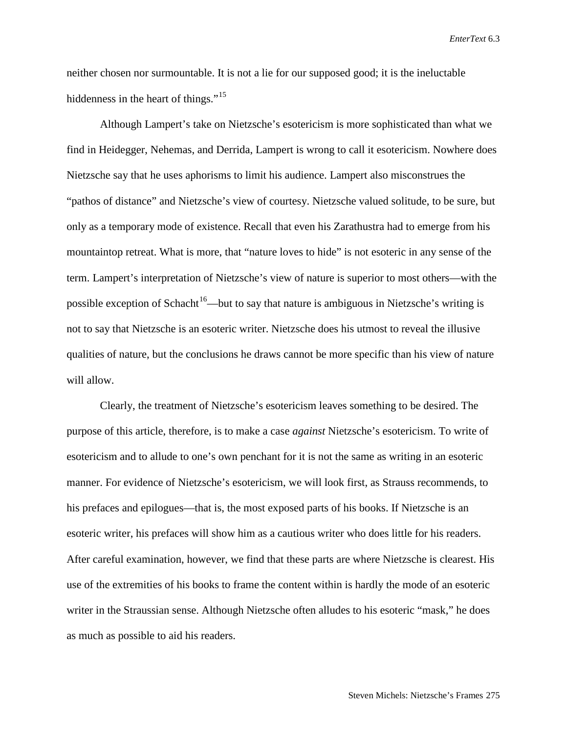neither chosen nor surmountable. It is not a lie for our supposed good; it is the ineluctable hiddenness in the heart of things."[15]

Although Lampert's take on Nietzsche's esotericism is more sophisticated than what we find in Heidegger, Nehemas, and Derrida, Lampert is wrong to call it esotericism. Nowhere does Nietzsche say that he uses aphorisms to limit his audience. Lampert also misconstrues the "pathos of distance" and Nietzsche's view of courtesy. Nietzsche valued solitude, to be sure, but only as a temporary mode of existence. Recall that even his Zarathustra had to emerge from his mountaintop retreat. What is more, that "nature loves to hide" is not esoteric in any sense of the term. Lampert's interpretation of Nietzsche's view of nature is superior to most others—with the possible exception of Schacht[16]—but to say that nature is ambiguous in Nietzsche's writing is not to say that Nietzsche is an esoteric writer. Nietzsche does his utmost to reveal the illusive qualities of nature, but the conclusions he draws cannot be more specific than his view of nature will allow.

Clearly, the treatment of Nietzsche's esotericism leaves something to be desired. The purpose of this article, therefore, is to make a case *against* Nietzsche's esotericism. To write of esotericism and to allude to one's own penchant for it is not the same as writing in an esoteric manner. For evidence of Nietzsche's esotericism, we will look first, as Strauss recommends, to his prefaces and epilogues—that is, the most exposed parts of his books. If Nietzsche is an esoteric writer, his prefaces will show him as a cautious writer who does little for his readers. After careful examination, however, we find that these parts are where Nietzsche is clearest. His use of the extremities of his books to frame the content within is hardly the mode of an esoteric writer in the Straussian sense. Although Nietzsche often alludes to his esoteric "mask," he does as much as possible to aid his readers.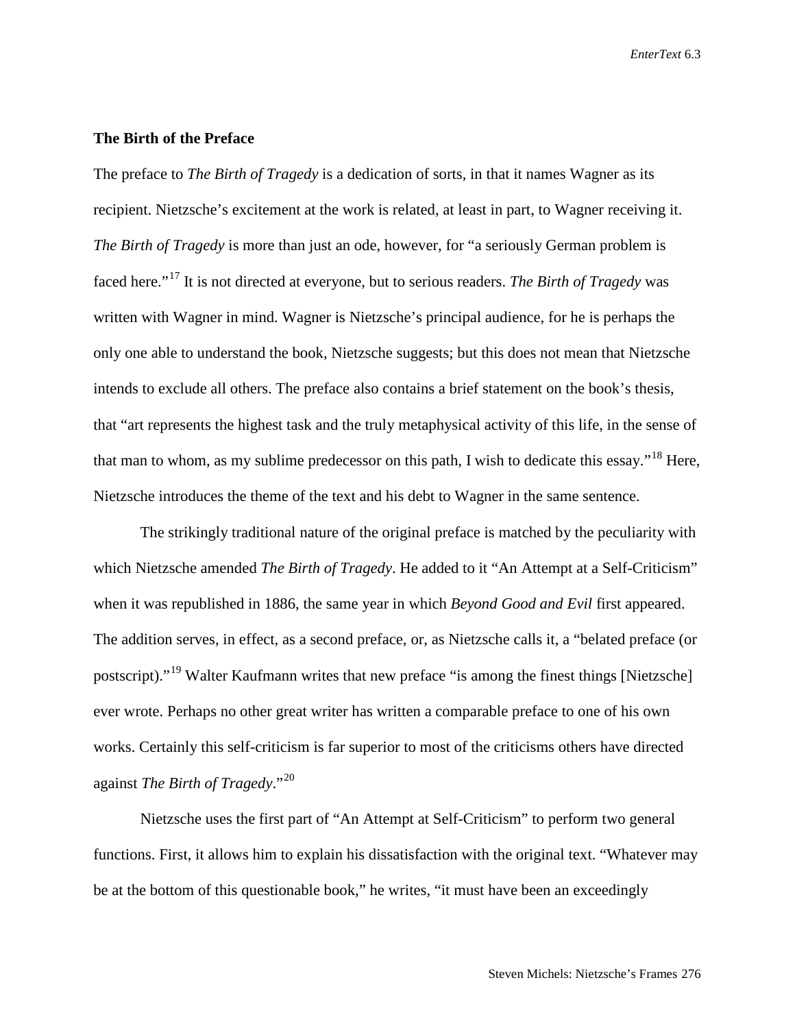## The Birth of the Preface

The preface to *The Birth of Tragedy* is a dedication of sorts, in that it names Wagner as its recipient. Nietzsche's excitement at the work is related, at least in part, to Wagner receiving it. *The Birth of Tragedy* is more than just an ode, however, for "a seriously German problem is faced here."[17] It is not directed at everyone, but to serious readers. *The Birth of Tragedy* was written with Wagner in mind. Wagner is Nietzsche's principal audience, for he is perhaps the only one able to understand the book, Nietzsche suggests; but this does not mean that Nietzsche intends to exclude all others. The preface also contains a brief statement on the book's thesis, that "art represents the highest task and the truly metaphysical activity of this life, in the sense of that man to whom, as my sublime predecessor on this path, I wish to dedicate this essay."[18] Here, Nietzsche introduces the theme of the text and his debt to Wagner in the same sentence.

The strikingly traditional nature of the original preface is matched by the peculiarity with which Nietzsche amended *The Birth of Tragedy*. He added to it "An Attempt at a Self-Criticism" when it was republished in 1886, the same year in which *Beyond Good and Evil* first appeared. The addition serves, in effect, as a second preface, or, as Nietzsche calls it, a "belated preface (or postscript)."[19] Walter Kaufmann writes that new preface "is among the finest things [Nietzsche] ever wrote. Perhaps no other great writer has written a comparable preface to one of his own works. Certainly this self-criticism is far superior to most of the criticisms others have directed against *The Birth of Tragedy*."[20]

Nietzsche uses the first part of "An Attempt at Self-Criticism" to perform two general functions. First, it allows him to explain his dissatisfaction with the original text. "Whatever may be at the bottom of this questionable book," he writes, "it must have been an exceedingly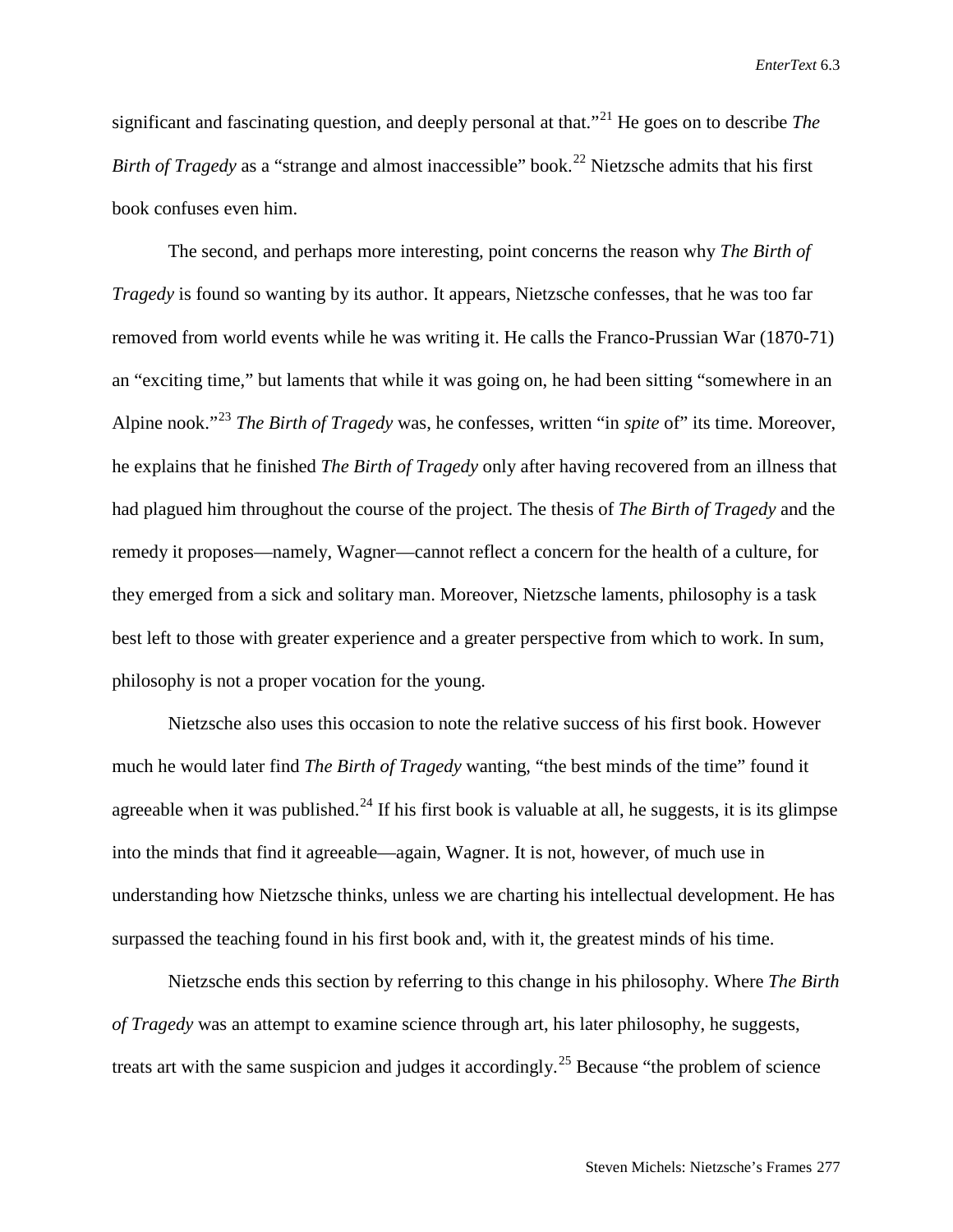significant and fascinating question, and deeply personal at that."[21] He goes on to describe *The Birth of Tragedy* as a "strange and almost inaccessible" book.[22] Nietzsche admits that his first book confuses even him.

The second, and perhaps more interesting, point concerns the reason why *The Birth of Tragedy* is found so wanting by its author. It appears, Nietzsche confesses, that he was too far removed from world events while he was writing it. He calls the Franco-Prussian War (1870-71) an "exciting time," but laments that while it was going on, he had been sitting "somewhere in an Alpine nook."[23] *The Birth of Tragedy* was, he confesses, written "in *spite* of" its time. Moreover, he explains that he finished *The Birth of Tragedy* only after having recovered from an illness that had plagued him throughout the course of the project. The thesis of *The Birth of Tragedy* and the remedy it proposes—namely, Wagner—cannot reflect a concern for the health of a culture, for they emerged from a sick and solitary man. Moreover, Nietzsche laments, philosophy is a task best left to those with greater experience and a greater perspective from which to work. In sum, philosophy is not a proper vocation for the young.

Nietzsche also uses this occasion to note the relative success of his first book. However much he would later find *The Birth of Tragedy* wanting, "the best minds of the time" found it agreeable when it was published.[24] If his first book is valuable at all, he suggests, it is its glimpse into the minds that find it agreeable—again, Wagner. It is not, however, of much use in understanding how Nietzsche thinks, unless we are charting his intellectual development. He has surpassed the teaching found in his first book and, with it, the greatest minds of his time.

Nietzsche ends this section by referring to this change in his philosophy. Where *The Birth of Tragedy* was an attempt to examine science through art, his later philosophy, he suggests, treats art with the same suspicion and judges it accordingly.[25] Because "the problem of science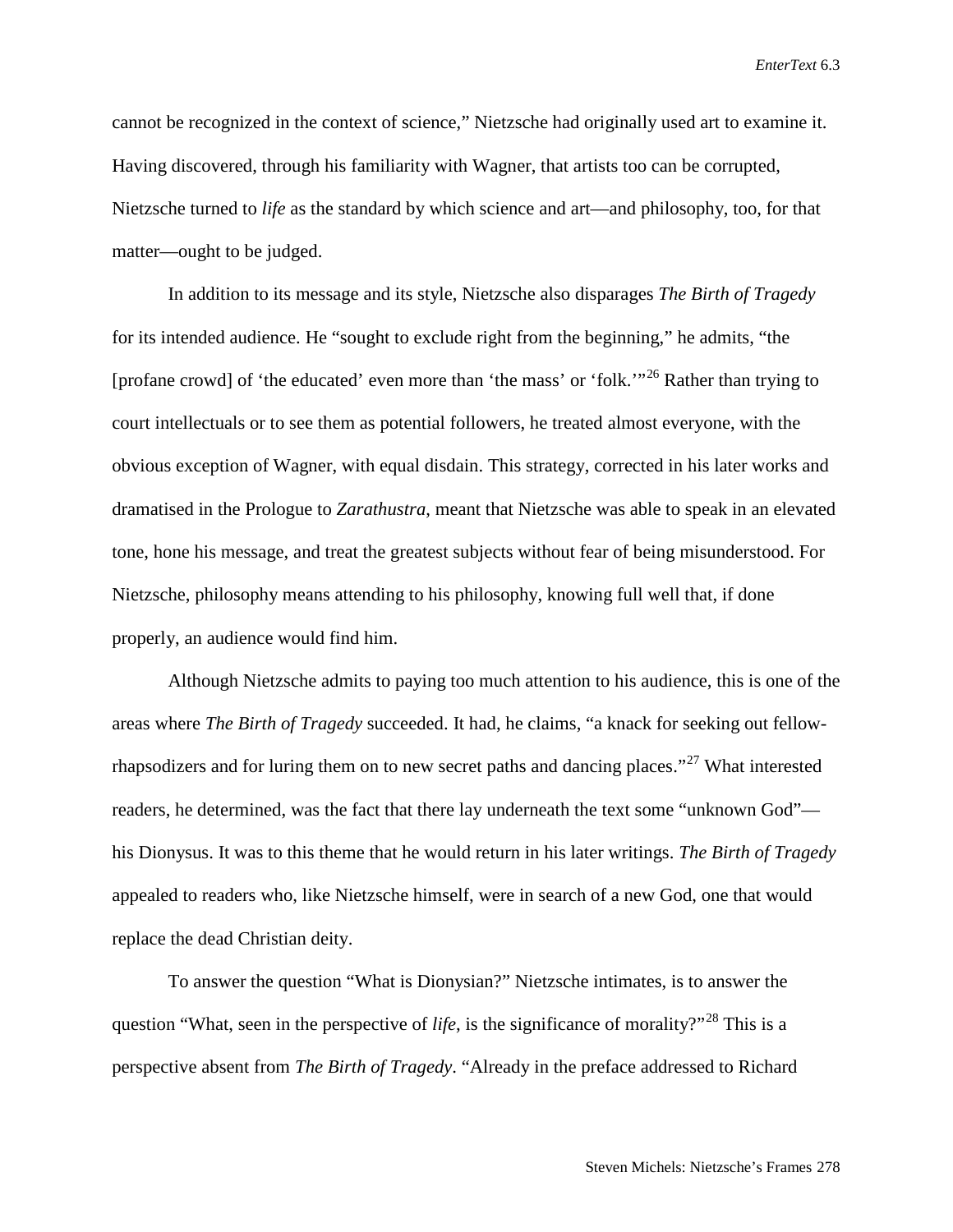cannot be recognized in the context of science," Nietzsche had originally used art to examine it. Having discovered, through his familiarity with Wagner, that artists too can be corrupted, Nietzsche turned to *life* as the standard by which science and art—and philosophy, too, for that matter—ought to be judged.

In addition to its message and its style, Nietzsche also disparages *The Birth of Tragedy* for its intended audience. He "sought to exclude right from the beginning," he admits, "the [profane crowd] of 'the educated' even more than 'the mass' or 'folk.'"[26] Rather than trying to court intellectuals or to see them as potential followers, he treated almost everyone, with the obvious exception of Wagner, with equal disdain. This strategy, corrected in his later works and dramatised in the Prologue to *Zarathustra*, meant that Nietzsche was able to speak in an elevated tone, hone his message, and treat the greatest subjects without fear of being misunderstood. For Nietzsche, philosophy means attending to his philosophy, knowing full well that, if done properly, an audience would find him.

Although Nietzsche admits to paying too much attention to his audience, this is one of the areas where *The Birth of Tragedy* succeeded. It had, he claims, "a knack for seeking out fellow-rhapsodizers and for luring them on to new secret paths and dancing places."[27] What interested readers, he determined, was the fact that there lay underneath the text some "unknown God"—his Dionysus. It was to this theme that he would return in his later writings. *The Birth of Tragedy* appealed to readers who, like Nietzsche himself, were in search of a new God, one that would replace the dead Christian deity.

To answer the question "What is Dionysian?" Nietzsche intimates, is to answer the question "What, seen in the perspective of *life*, is the significance of morality?"[28] This is a perspective absent from *The Birth of Tragedy*. "Already in the preface addressed to Richard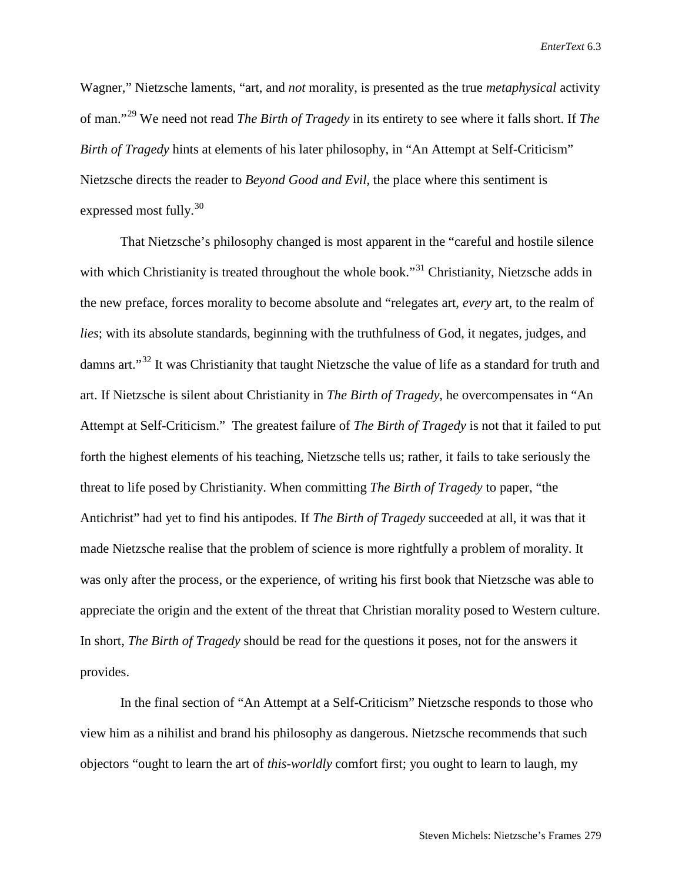Wagner," Nietzsche laments, "art, and *not* morality, is presented as the true *metaphysical* activity of man."[29] We need not read *The Birth of Tragedy* in its entirety to see where it falls short. If *The Birth of Tragedy* hints at elements of his later philosophy, in "An Attempt at Self-Criticism" Nietzsche directs the reader to *Beyond Good and Evil*, the place where this sentiment is expressed most fully.[30]

That Nietzsche's philosophy changed is most apparent in the "careful and hostile silence with which Christianity is treated throughout the whole book."[31] Christianity, Nietzsche adds in the new preface, forces morality to become absolute and "relegates art, *every* art, to the realm of *lies*; with its absolute standards, beginning with the truthfulness of God, it negates, judges, and damns art."[32] It was Christianity that taught Nietzsche the value of life as a standard for truth and art. If Nietzsche is silent about Christianity in *The Birth of Tragedy*, he overcompensates in "An Attempt at Self-Criticism." The greatest failure of *The Birth of Tragedy* is not that it failed to put forth the highest elements of his teaching, Nietzsche tells us; rather, it fails to take seriously the threat to life posed by Christianity. When committing *The Birth of Tragedy* to paper, "the Antichrist" had yet to find his antipodes. If *The Birth of Tragedy* succeeded at all, it was that it made Nietzsche realise that the problem of science is more rightfully a problem of morality. It was only after the process, or the experience, of writing his first book that Nietzsche was able to appreciate the origin and the extent of the threat that Christian morality posed to Western culture. In short, *The Birth of Tragedy* should be read for the questions it poses, not for the answers it provides.

In the final section of "An Attempt at a Self-Criticism" Nietzsche responds to those who view him as a nihilist and brand his philosophy as dangerous. Nietzsche recommends that such objectors "ought to learn the art of *this-worldly* comfort first; you ought to learn to laugh, my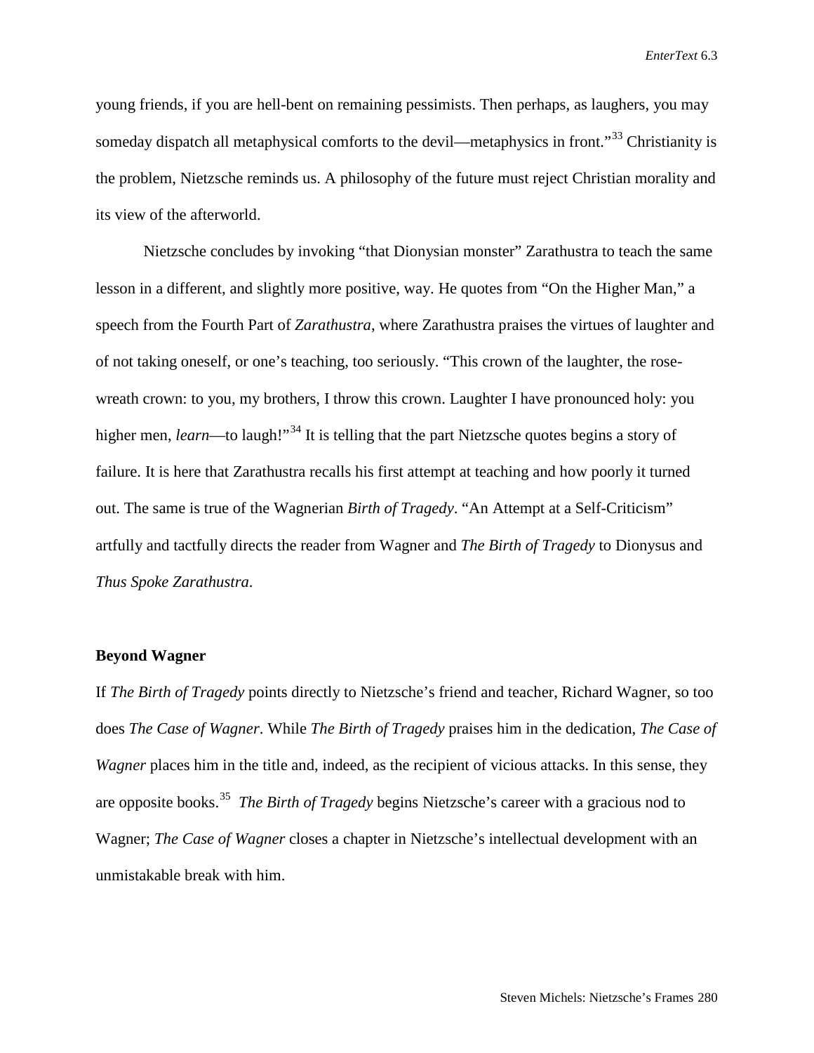young friends, if you are hell-bent on remaining pessimists. Then perhaps, as laughers, you may someday dispatch all metaphysical comforts to the devil—metaphysics in front."[33] Christianity is the problem, Nietzsche reminds us. A philosophy of the future must reject Christian morality and its view of the afterworld.

Nietzsche concludes by invoking "that Dionysian monster" Zarathustra to teach the same lesson in a different, and slightly more positive, way. He quotes from "On the Higher Man," a speech from the Fourth Part of *Zarathustra*, where Zarathustra praises the virtues of laughter and of not taking oneself, or one's teaching, too seriously. "This crown of the laughter, the rose-wreath crown: to you, my brothers, I throw this crown. Laughter I have pronounced holy: you higher men, *learn*—to laugh!"[34] It is telling that the part Nietzsche quotes begins a story of failure. It is here that Zarathustra recalls his first attempt at teaching and how poorly it turned out. The same is true of the Wagnerian *Birth of Tragedy*. "An Attempt at a Self-Criticism" artfully and tactfully directs the reader from Wagner and *The Birth of Tragedy* to Dionysus and *Thus Spoke Zarathustra*.

## Beyond Wagner

If *The Birth of Tragedy* points directly to Nietzsche's friend and teacher, Richard Wagner, so too does *The Case of Wagner*. While *The Birth of Tragedy* praises him in the dedication, *The Case of Wagner* places him in the title and, indeed, as the recipient of vicious attacks. In this sense, they are opposite books.[35] *The Birth of Tragedy* begins Nietzsche's career with a gracious nod to Wagner; *The Case of Wagner* closes a chapter in Nietzsche's intellectual development with an unmistakable break with him.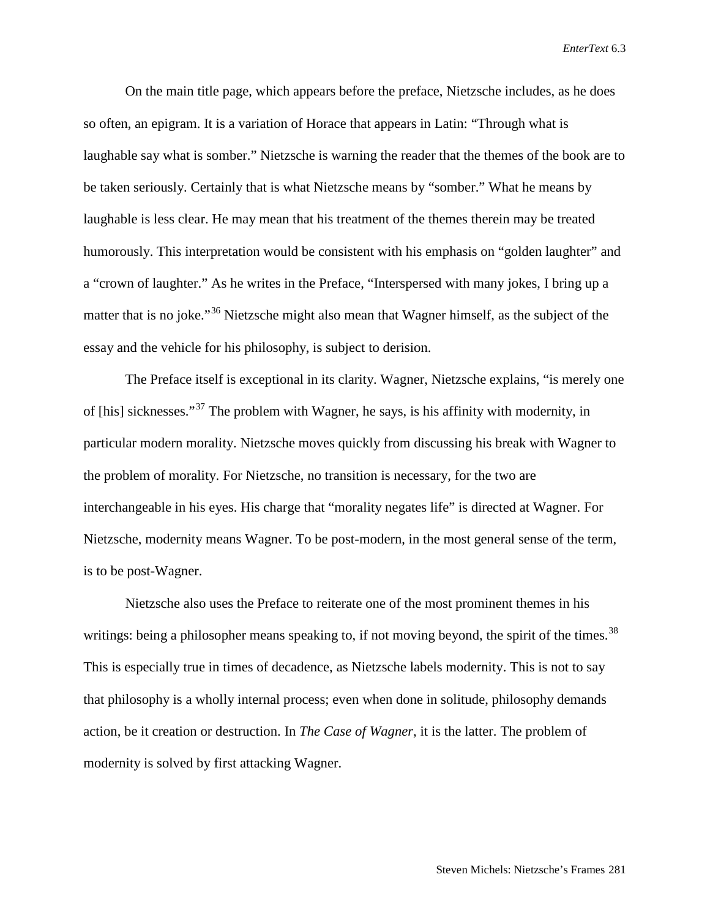On the main title page, which appears before the preface, Nietzsche includes, as he does so often, an epigram. It is a variation of Horace that appears in Latin: "Through what is laughable say what is somber." Nietzsche is warning the reader that the themes of the book are to be taken seriously. Certainly that is what Nietzsche means by "somber." What he means by laughable is less clear. He may mean that his treatment of the themes therein may be treated humorously. This interpretation would be consistent with his emphasis on "golden laughter" and a "crown of laughter." As he writes in the Preface, "Interspersed with many jokes, I bring up a matter that is no joke."[36] Nietzsche might also mean that Wagner himself, as the subject of the essay and the vehicle for his philosophy, is subject to derision.

The Preface itself is exceptional in its clarity. Wagner, Nietzsche explains, "is merely one of [his] sicknesses."[37] The problem with Wagner, he says, is his affinity with modernity, in particular modern morality. Nietzsche moves quickly from discussing his break with Wagner to the problem of morality. For Nietzsche, no transition is necessary, for the two are interchangeable in his eyes. His charge that "morality negates life" is directed at Wagner. For Nietzsche, modernity means Wagner. To be post-modern, in the most general sense of the term, is to be post-Wagner.

Nietzsche also uses the Preface to reiterate one of the most prominent themes in his writings: being a philosopher means speaking to, if not moving beyond, the spirit of the times.[38] This is especially true in times of decadence, as Nietzsche labels modernity. This is not to say that philosophy is a wholly internal process; even when done in solitude, philosophy demands action, be it creation or destruction. In *The Case of Wagner*, it is the latter. The problem of modernity is solved by first attacking Wagner.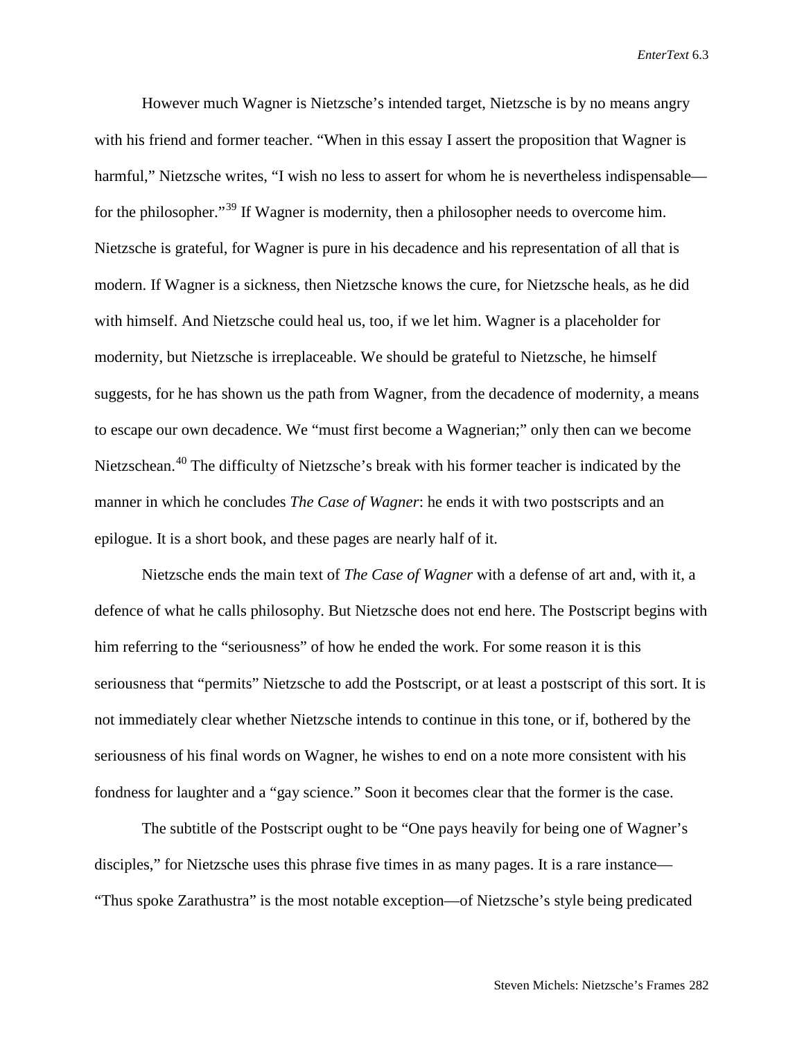However much Wagner is Nietzsche's intended target, Nietzsche is by no means angry with his friend and former teacher. "When in this essay I assert the proposition that Wagner is harmful," Nietzsche writes, "I wish no less to assert for whom he is nevertheless indispensable—for the philosopher."[39] If Wagner is modernity, then a philosopher needs to overcome him. Nietzsche is grateful, for Wagner is pure in his decadence and his representation of all that is modern. If Wagner is a sickness, then Nietzsche knows the cure, for Nietzsche heals, as he did with himself. And Nietzsche could heal us, too, if we let him. Wagner is a placeholder for modernity, but Nietzsche is irreplaceable. We should be grateful to Nietzsche, he himself suggests, for he has shown us the path from Wagner, from the decadence of modernity, a means to escape our own decadence. We "must first become a Wagnerian;" only then can we become Nietzschean.[40] The difficulty of Nietzsche's break with his former teacher is indicated by the manner in which he concludes *The Case of Wagner*: he ends it with two postscripts and an epilogue. It is a short book, and these pages are nearly half of it.

Nietzsche ends the main text of *The Case of Wagner* with a defense of art and, with it, a defence of what he calls philosophy. But Nietzsche does not end here. The Postscript begins with him referring to the "seriousness" of how he ended the work. For some reason it is this seriousness that "permits" Nietzsche to add the Postscript, or at least a postscript of this sort. It is not immediately clear whether Nietzsche intends to continue in this tone, or if, bothered by the seriousness of his final words on Wagner, he wishes to end on a note more consistent with his fondness for laughter and a "gay science." Soon it becomes clear that the former is the case.

The subtitle of the Postscript ought to be "One pays heavily for being one of Wagner's disciples," for Nietzsche uses this phrase five times in as many pages. It is a rare instance—"Thus spoke Zarathustra" is the most notable exception—of Nietzsche's style being predicated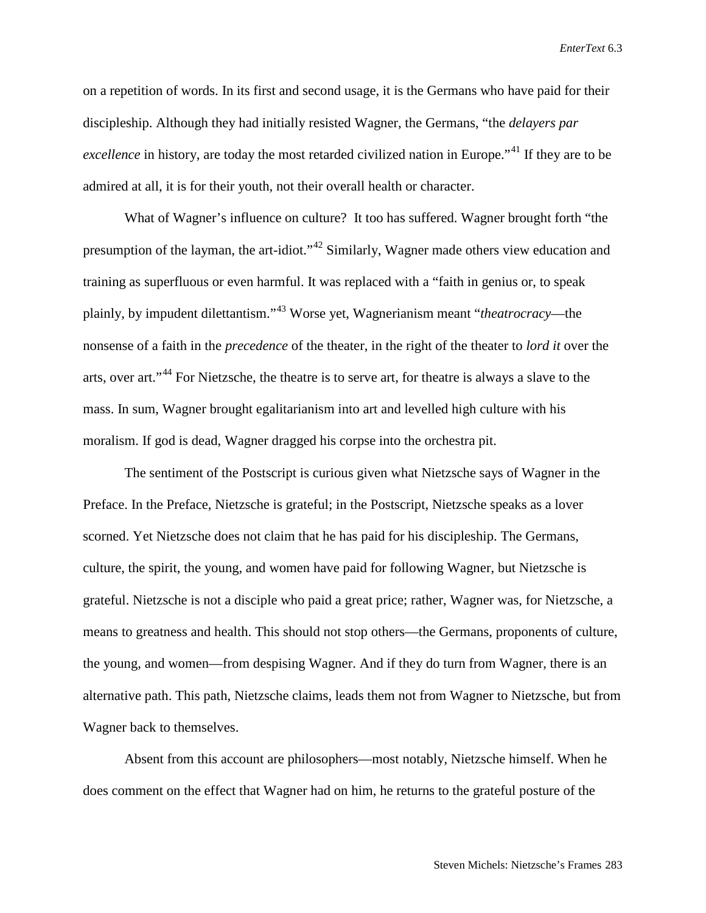on a repetition of words. In its first and second usage, it is the Germans who have paid for their discipleship. Although they had initially resisted Wagner, the Germans, "the *delayers par excellence* in history, are today the most retarded civilized nation in Europe."[41] If they are to be admired at all, it is for their youth, not their overall health or character.

What of Wagner's influence on culture? It too has suffered. Wagner brought forth "the presumption of the layman, the art-idiot."[42] Similarly, Wagner made others view education and training as superfluous or even harmful. It was replaced with a "faith in genius or, to speak plainly, by impudent dilettantism."[43] Worse yet, Wagnerianism meant "*theatrocracy*—the nonsense of a faith in the *precedence* of the theater, in the right of the theater to *lord it* over the arts, over art."[44] For Nietzsche, the theatre is to serve art, for theatre is always a slave to the mass. In sum, Wagner brought egalitarianism into art and levelled high culture with his moralism. If god is dead, Wagner dragged his corpse into the orchestra pit.

The sentiment of the Postscript is curious given what Nietzsche says of Wagner in the Preface. In the Preface, Nietzsche is grateful; in the Postscript, Nietzsche speaks as a lover scorned. Yet Nietzsche does not claim that he has paid for his discipleship. The Germans, culture, the spirit, the young, and women have paid for following Wagner, but Nietzsche is grateful. Nietzsche is not a disciple who paid a great price; rather, Wagner was, for Nietzsche, a means to greatness and health. This should not stop others—the Germans, proponents of culture, the young, and women—from despising Wagner. And if they do turn from Wagner, there is an alternative path. This path, Nietzsche claims, leads them not from Wagner to Nietzsche, but from Wagner back to themselves.

Absent from this account are philosophers—most notably, Nietzsche himself. When he does comment on the effect that Wagner had on him, he returns to the grateful posture of the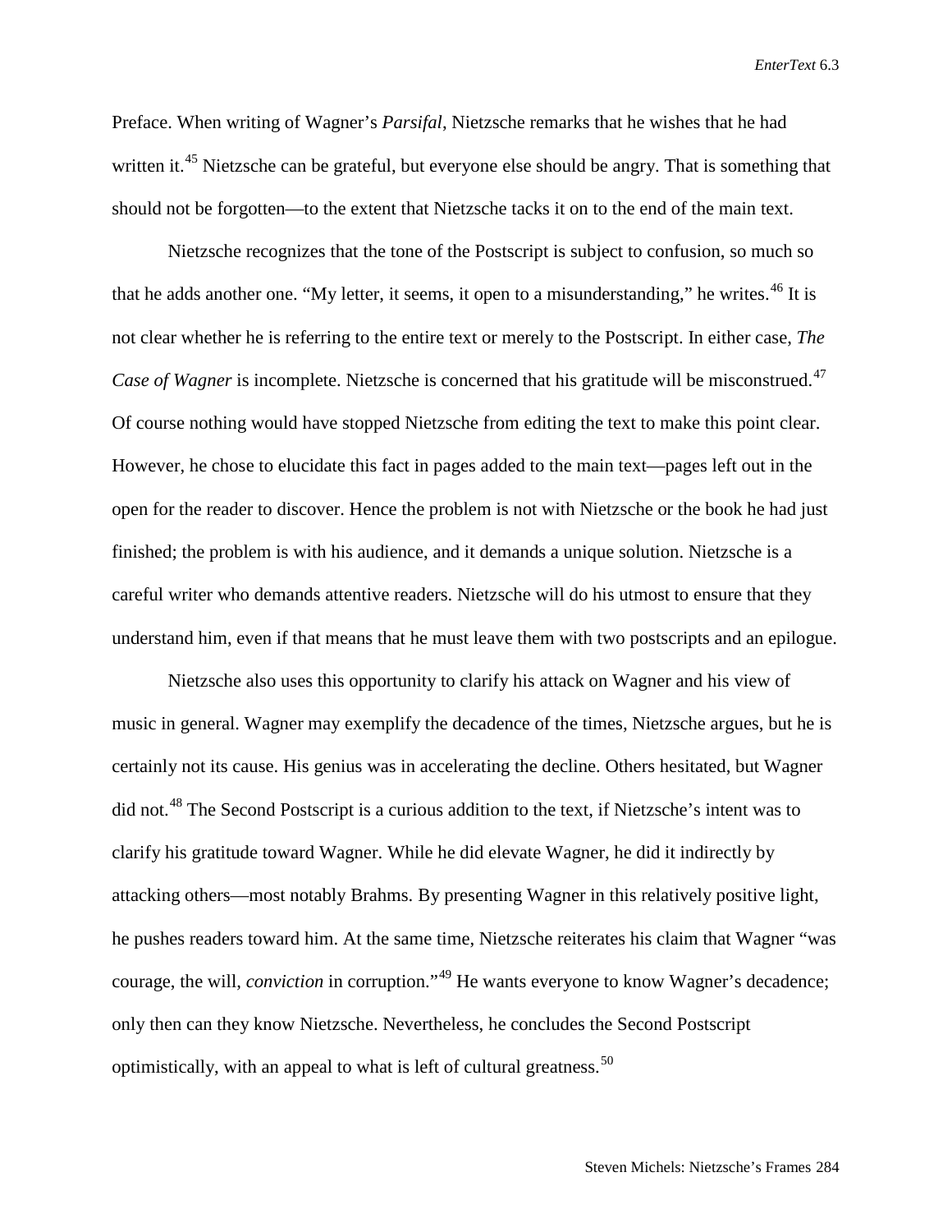Preface. When writing of Wagner's *Parsifal*, Nietzsche remarks that he wishes that he had written it.[45] Nietzsche can be grateful, but everyone else should be angry. That is something that should not be forgotten—to the extent that Nietzsche tacks it on to the end of the main text.

Nietzsche recognizes that the tone of the Postscript is subject to confusion, so much so that he adds another one. "My letter, it seems, it open to a misunderstanding," he writes.[46] It is not clear whether he is referring to the entire text or merely to the Postscript. In either case, *The Case of Wagner* is incomplete. Nietzsche is concerned that his gratitude will be misconstrued.[47] Of course nothing would have stopped Nietzsche from editing the text to make this point clear. However, he chose to elucidate this fact in pages added to the main text—pages left out in the open for the reader to discover. Hence the problem is not with Nietzsche or the book he had just finished; the problem is with his audience, and it demands a unique solution. Nietzsche is a careful writer who demands attentive readers. Nietzsche will do his utmost to ensure that they understand him, even if that means that he must leave them with two postscripts and an epilogue.

Nietzsche also uses this opportunity to clarify his attack on Wagner and his view of music in general. Wagner may exemplify the decadence of the times, Nietzsche argues, but he is certainly not its cause. His genius was in accelerating the decline. Others hesitated, but Wagner did not.[48] The Second Postscript is a curious addition to the text, if Nietzsche's intent was to clarify his gratitude toward Wagner. While he did elevate Wagner, he did it indirectly by attacking others—most notably Brahms. By presenting Wagner in this relatively positive light, he pushes readers toward him. At the same time, Nietzsche reiterates his claim that Wagner "was courage, the will, *conviction* in corruption."[49] He wants everyone to know Wagner's decadence; only then can they know Nietzsche. Nevertheless, he concludes the Second Postscript optimistically, with an appeal to what is left of cultural greatness.[50]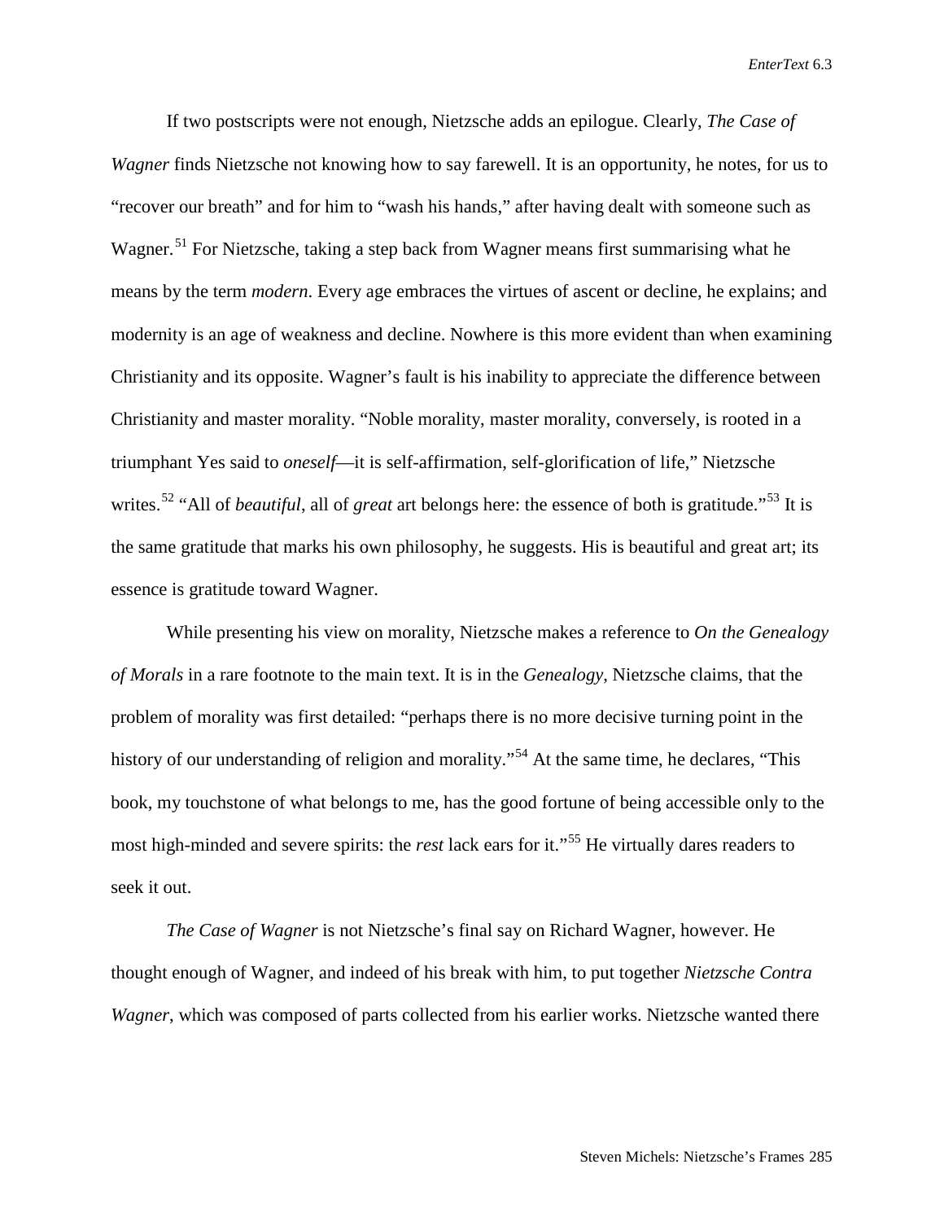If two postscripts were not enough, Nietzsche adds an epilogue. Clearly, *The Case of Wagner* finds Nietzsche not knowing how to say farewell. It is an opportunity, he notes, for us to "recover our breath" and for him to "wash his hands," after having dealt with someone such as Wagner.[51] For Nietzsche, taking a step back from Wagner means first summarising what he means by the term *modern*. Every age embraces the virtues of ascent or decline, he explains; and modernity is an age of weakness and decline. Nowhere is this more evident than when examining Christianity and its opposite. Wagner's fault is his inability to appreciate the difference between Christianity and master morality. "Noble morality, master morality, conversely, is rooted in a triumphant Yes said to *oneself*—it is self-affirmation, self-glorification of life," Nietzsche writes.[52] "All of *beautiful*, all of *great* art belongs here: the essence of both is gratitude."[53] It is the same gratitude that marks his own philosophy, he suggests. His is beautiful and great art; its essence is gratitude toward Wagner.

While presenting his view on morality, Nietzsche makes a reference to *On the Genealogy of Morals* in a rare footnote to the main text. It is in the *Genealogy*, Nietzsche claims, that the problem of morality was first detailed: "perhaps there is no more decisive turning point in the history of our understanding of religion and morality."[54] At the same time, he declares, "This book, my touchstone of what belongs to me, has the good fortune of being accessible only to the most high-minded and severe spirits: the *rest* lack ears for it."[55] He virtually dares readers to seek it out.

*The Case of Wagner* is not Nietzsche's final say on Richard Wagner, however. He thought enough of Wagner, and indeed of his break with him, to put together *Nietzsche Contra Wagner*, which was composed of parts collected from his earlier works. Nietzsche wanted there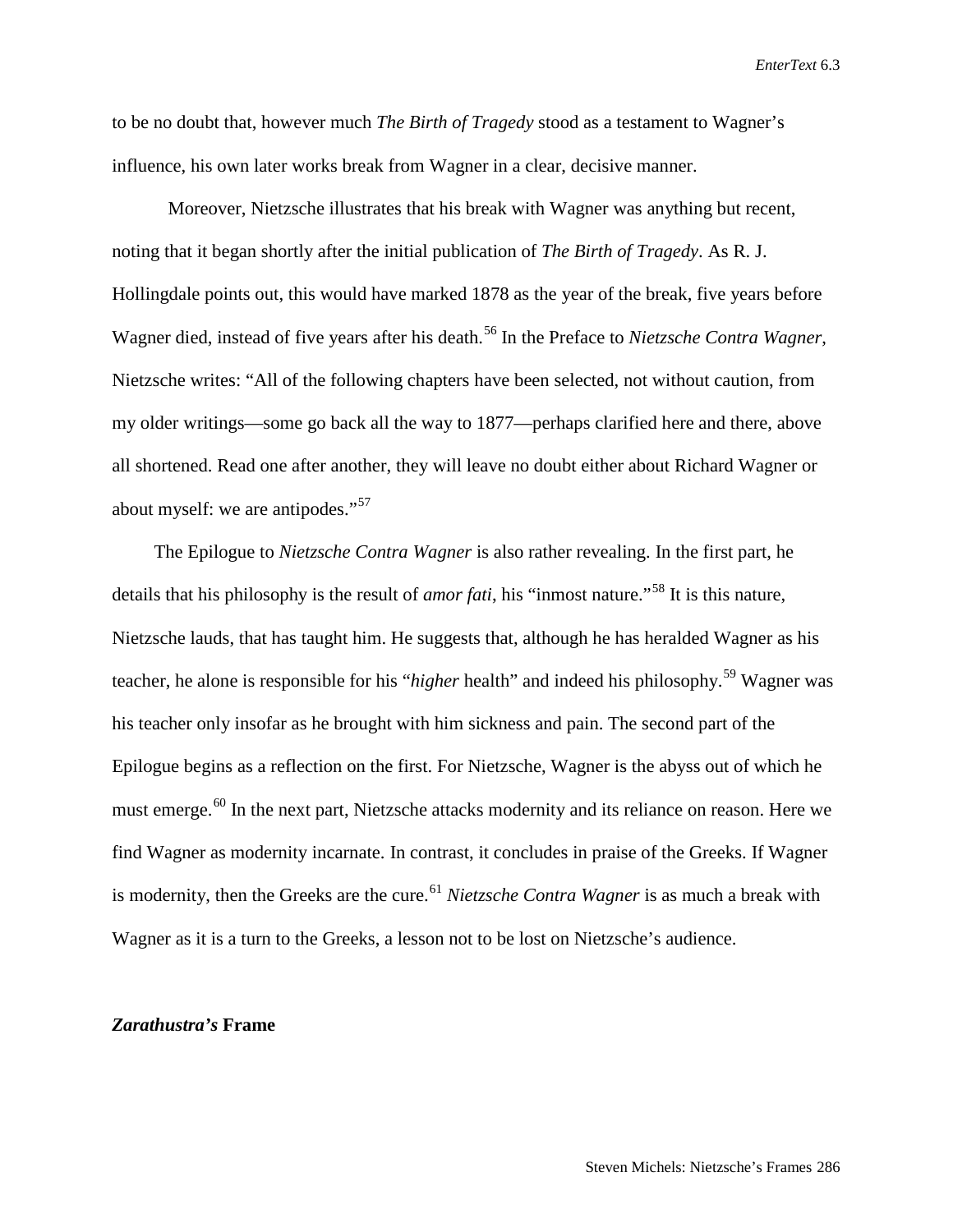to be no doubt that, however much *The Birth of Tragedy* stood as a testament to Wagner's influence, his own later works break from Wagner in a clear, decisive manner.

Moreover, Nietzsche illustrates that his break with Wagner was anything but recent, noting that it began shortly after the initial publication of *The Birth of Tragedy*. As R. J. Hollingdale points out, this would have marked 1878 as the year of the break, five years before Wagner died, instead of five years after his death.[56] In the Preface to *Nietzsche Contra Wagner*, Nietzsche writes: "All of the following chapters have been selected, not without caution, from my older writings—some go back all the way to 1877—perhaps clarified here and there, above all shortened. Read one after another, they will leave no doubt either about Richard Wagner or about myself: we are antipodes."[57]

The Epilogue to *Nietzsche Contra Wagner* is also rather revealing. In the first part, he details that his philosophy is the result of *amor fati*, his "inmost nature."[58] It is this nature, Nietzsche lauds, that has taught him. He suggests that, although he has heralded Wagner as his teacher, he alone is responsible for his "*higher* health" and indeed his philosophy.[59] Wagner was his teacher only insofar as he brought with him sickness and pain. The second part of the Epilogue begins as a reflection on the first. For Nietzsche, Wagner is the abyss out of which he must emerge.[60] In the next part, Nietzsche attacks modernity and its reliance on reason. Here we find Wagner as modernity incarnate. In contrast, it concludes in praise of the Greeks. If Wagner is modernity, then the Greeks are the cure.[61] *Nietzsche Contra Wagner* is as much a break with Wagner as it is a turn to the Greeks, a lesson not to be lost on Nietzsche's audience.

## ***Zarathustra's* Frame**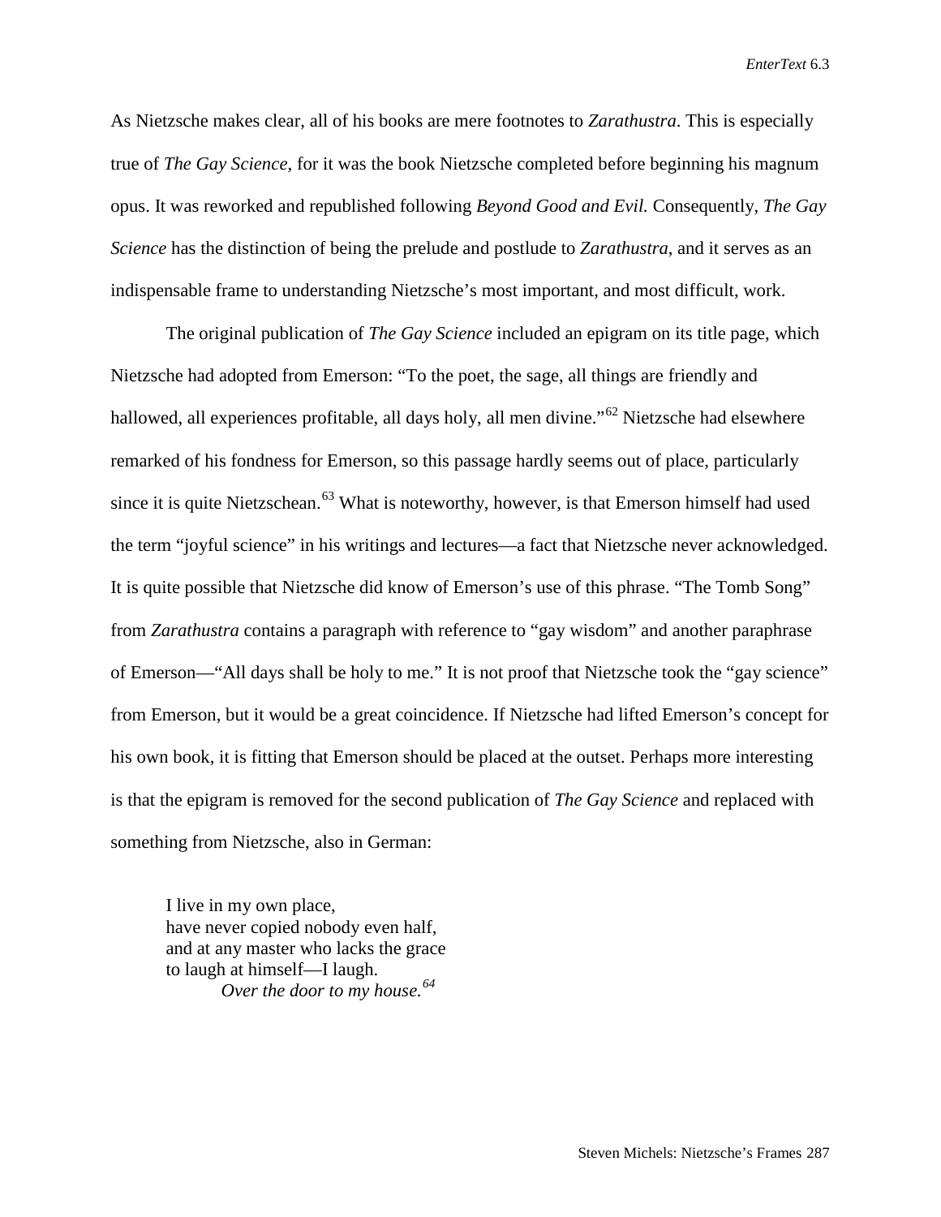As Nietzsche makes clear, all of his books are mere footnotes to *Zarathustra*. This is especially true of *The Gay Science*, for it was the book Nietzsche completed before beginning his magnum opus. It was reworked and republished following *Beyond Good and Evil.* Consequently, *The Gay Science* has the distinction of being the prelude and postlude to *Zarathustra*, and it serves as an indispensable frame to understanding Nietzsche's most important, and most difficult, work.

The original publication of *The Gay Science* included an epigram on its title page, which Nietzsche had adopted from Emerson: "To the poet, the sage, all things are friendly and hallowed, all experiences profitable, all days holy, all men divine."[62] Nietzsche had elsewhere remarked of his fondness for Emerson, so this passage hardly seems out of place, particularly since it is quite Nietzschean.[63] What is noteworthy, however, is that Emerson himself had used the term "joyful science" in his writings and lectures—a fact that Nietzsche never acknowledged. It is quite possible that Nietzsche did know of Emerson's use of this phrase. "The Tomb Song" from *Zarathustra* contains a paragraph with reference to "gay wisdom" and another paraphrase of Emerson—"All days shall be holy to me." It is not proof that Nietzsche took the "gay science" from Emerson, but it would be a great coincidence. If Nietzsche had lifted Emerson's concept for his own book, it is fitting that Emerson should be placed at the outset. Perhaps more interesting is that the epigram is removed for the second publication of *The Gay Science* and replaced with something from Nietzsche, also in German:

> I live in my own place,
> have never copied nobody even half,
> and at any master who lacks the grace
> to laugh at himself—I laugh.
> *Over the door to my house.*[64]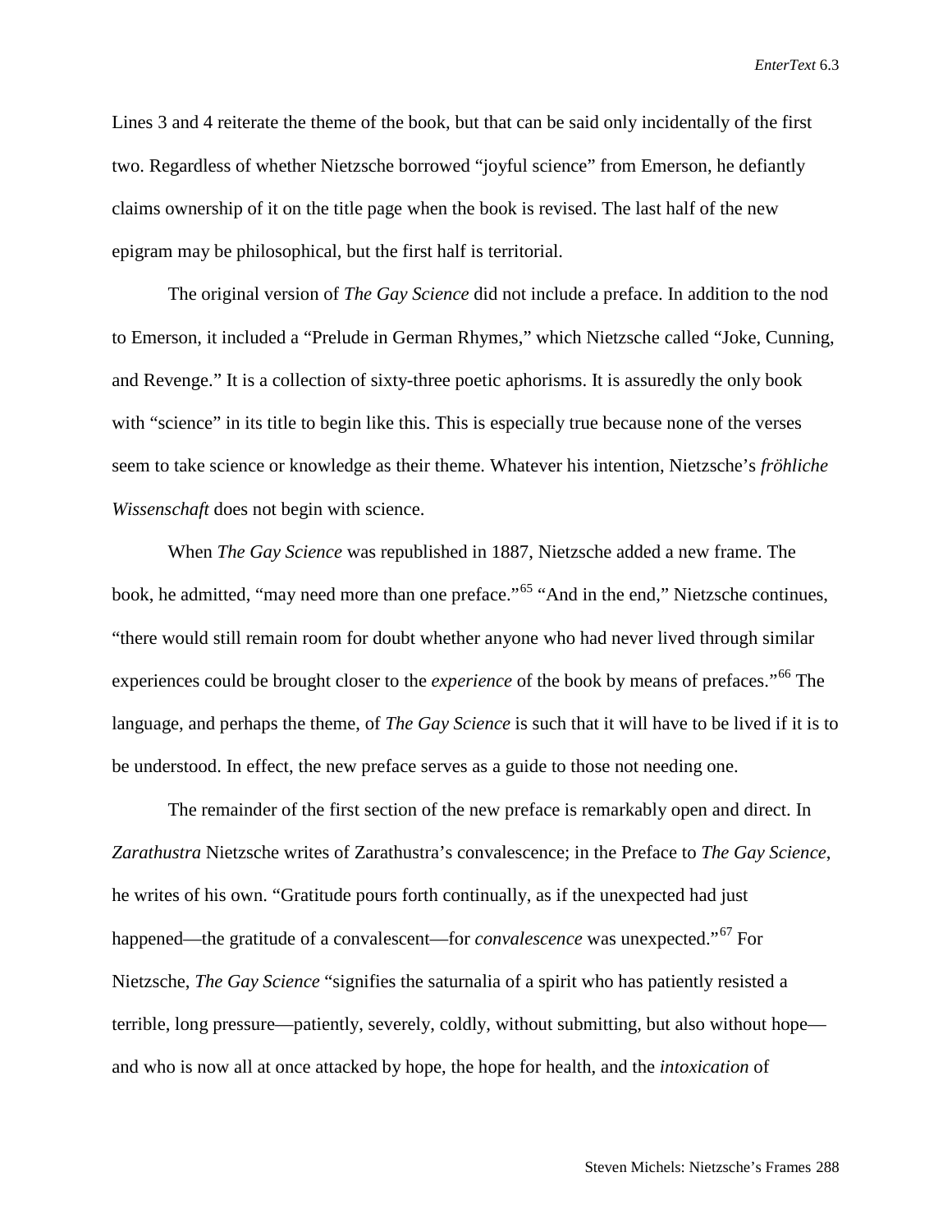Lines 3 and 4 reiterate the theme of the book, but that can be said only incidentally of the first two. Regardless of whether Nietzsche borrowed "joyful science" from Emerson, he defiantly claims ownership of it on the title page when the book is revised. The last half of the new epigram may be philosophical, but the first half is territorial.

The original version of *The Gay Science* did not include a preface. In addition to the nod to Emerson, it included a "Prelude in German Rhymes," which Nietzsche called "Joke, Cunning, and Revenge." It is a collection of sixty-three poetic aphorisms. It is assuredly the only book with "science" in its title to begin like this. This is especially true because none of the verses seem to take science or knowledge as their theme. Whatever his intention, Nietzsche's *fröhliche Wissenschaft* does not begin with science.

When *The Gay Science* was republished in 1887, Nietzsche added a new frame. The book, he admitted, "may need more than one preface."[65] "And in the end," Nietzsche continues, "there would still remain room for doubt whether anyone who had never lived through similar experiences could be brought closer to the *experience* of the book by means of prefaces."[66] The language, and perhaps the theme, of *The Gay Science* is such that it will have to be lived if it is to be understood. In effect, the new preface serves as a guide to those not needing one.

The remainder of the first section of the new preface is remarkably open and direct. In *Zarathustra* Nietzsche writes of Zarathustra's convalescence; in the Preface to *The Gay Science*, he writes of his own. "Gratitude pours forth continually, as if the unexpected had just happened—the gratitude of a convalescent—for *convalescence* was unexpected."[67] For Nietzsche, *The Gay Science* "signifies the saturnalia of a spirit who has patiently resisted a terrible, long pressure—patiently, severely, coldly, without submitting, but also without hope—and who is now all at once attacked by hope, the hope for health, and the *intoxication* of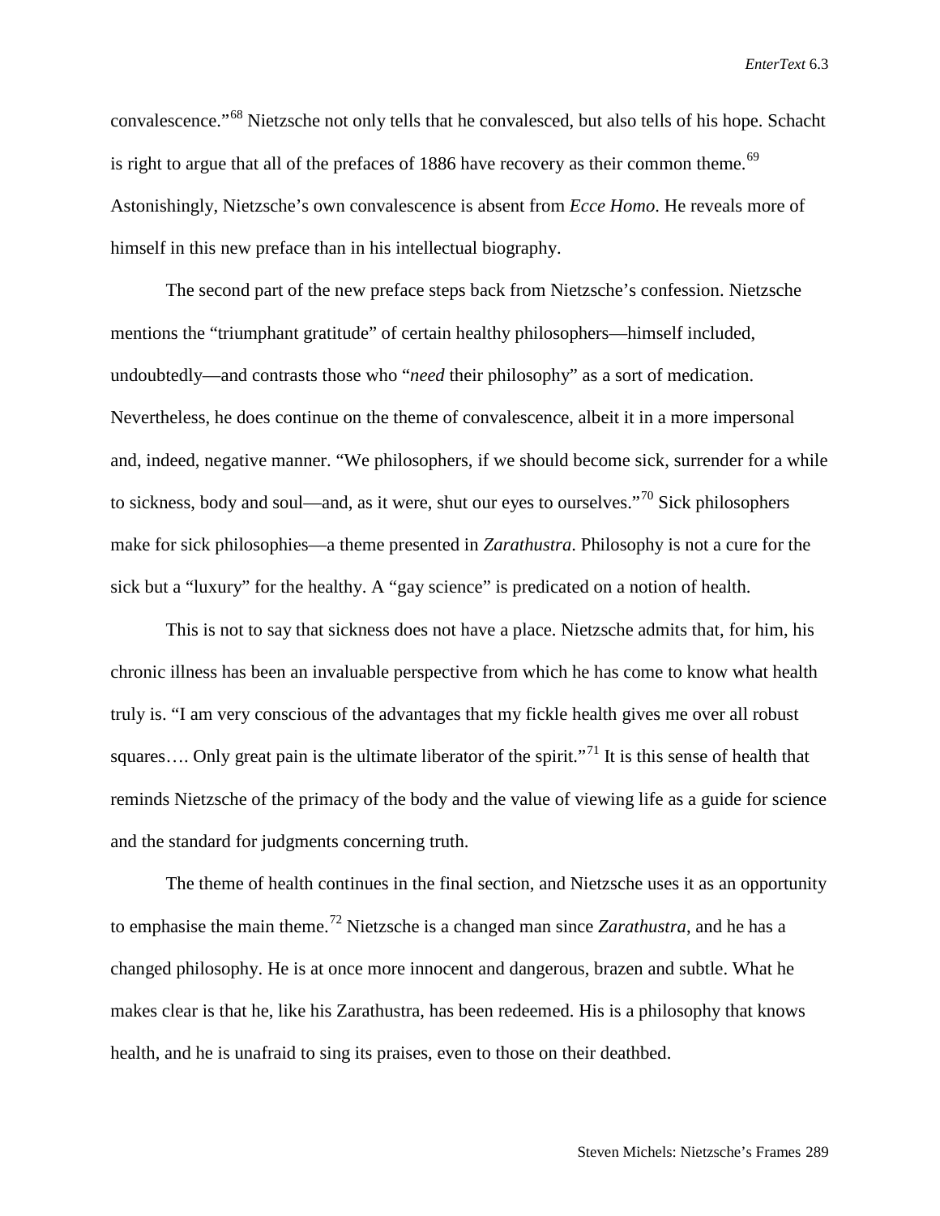convalescence."[68] Nietzsche not only tells that he convalesced, but also tells of his hope. Schacht is right to argue that all of the prefaces of 1886 have recovery as their common theme.[69] Astonishingly, Nietzsche's own convalescence is absent from *Ecce Homo*. He reveals more of himself in this new preface than in his intellectual biography.

The second part of the new preface steps back from Nietzsche's confession. Nietzsche mentions the "triumphant gratitude" of certain healthy philosophers—himself included, undoubtedly—and contrasts those who "*need* their philosophy" as a sort of medication. Nevertheless, he does continue on the theme of convalescence, albeit it in a more impersonal and, indeed, negative manner. "We philosophers, if we should become sick, surrender for a while to sickness, body and soul—and, as it were, shut our eyes to ourselves."[70] Sick philosophers make for sick philosophies—a theme presented in *Zarathustra*. Philosophy is not a cure for the sick but a "luxury" for the healthy. A "gay science" is predicated on a notion of health.

This is not to say that sickness does not have a place. Nietzsche admits that, for him, his chronic illness has been an invaluable perspective from which he has come to know what health truly is. "I am very conscious of the advantages that my fickle health gives me over all robust squares…. Only great pain is the ultimate liberator of the spirit."[71] It is this sense of health that reminds Nietzsche of the primacy of the body and the value of viewing life as a guide for science and the standard for judgments concerning truth.

The theme of health continues in the final section, and Nietzsche uses it as an opportunity to emphasise the main theme.[72] Nietzsche is a changed man since *Zarathustra*, and he has a changed philosophy. He is at once more innocent and dangerous, brazen and subtle. What he makes clear is that he, like his Zarathustra, has been redeemed. His is a philosophy that knows health, and he is unafraid to sing its praises, even to those on their deathbed.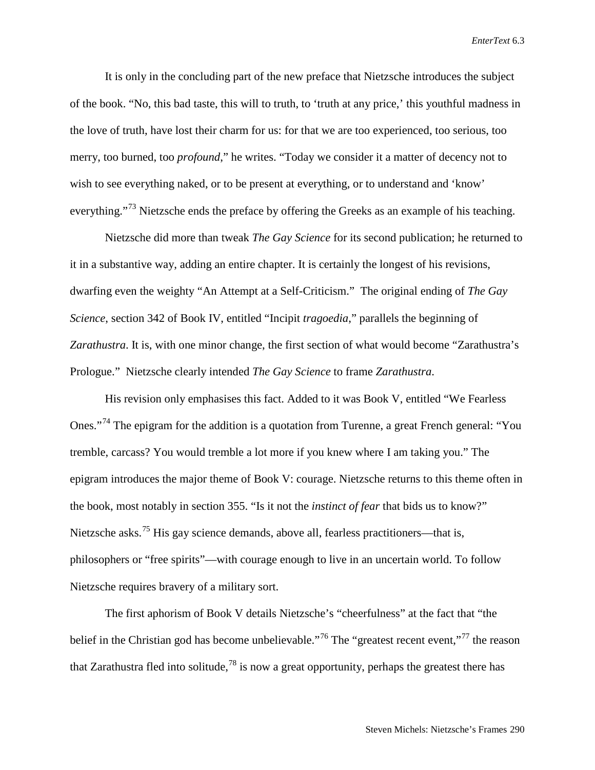It is only in the concluding part of the new preface that Nietzsche introduces the subject of the book. "No, this bad taste, this will to truth, to 'truth at any price,' this youthful madness in the love of truth, have lost their charm for us: for that we are too experienced, too serious, too merry, too burned, too *profound*," he writes. "Today we consider it a matter of decency not to wish to see everything naked, or to be present at everything, or to understand and 'know' everything."[73] Nietzsche ends the preface by offering the Greeks as an example of his teaching.

Nietzsche did more than tweak *The Gay Science* for its second publication; he returned to it in a substantive way, adding an entire chapter. It is certainly the longest of his revisions, dwarfing even the weighty "An Attempt at a Self-Criticism." The original ending of *The Gay Science*, section 342 of Book IV, entitled "Incipit *tragoedia*," parallels the beginning of *Zarathustra*. It is, with one minor change, the first section of what would become "Zarathustra's Prologue." Nietzsche clearly intended *The Gay Science* to frame *Zarathustra*.

His revision only emphasises this fact. Added to it was Book V, entitled "We Fearless Ones."[74] The epigram for the addition is a quotation from Turenne, a great French general: "You tremble, carcass? You would tremble a lot more if you knew where I am taking you." The epigram introduces the major theme of Book V: courage. Nietzsche returns to this theme often in the book, most notably in section 355. "Is it not the *instinct of fear* that bids us to know?" Nietzsche asks.[75] His gay science demands, above all, fearless practitioners—that is, philosophers or "free spirits"—with courage enough to live in an uncertain world. To follow Nietzsche requires bravery of a military sort.

The first aphorism of Book V details Nietzsche's "cheerfulness" at the fact that "the belief in the Christian god has become unbelievable."[76] The "greatest recent event,"[77] the reason that Zarathustra fled into solitude,[78] is now a great opportunity, perhaps the greatest there has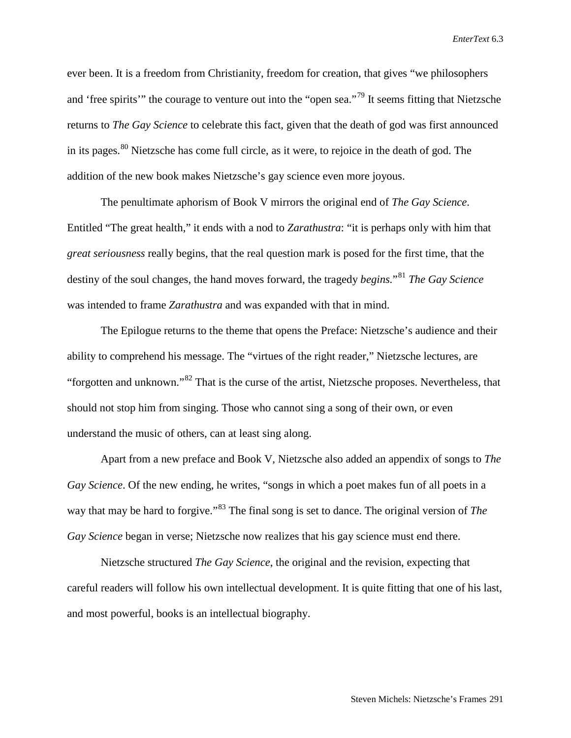ever been. It is a freedom from Christianity, freedom for creation, that gives "we philosophers and 'free spirits'" the courage to venture out into the "open sea."[79] It seems fitting that Nietzsche returns to *The Gay Science* to celebrate this fact, given that the death of god was first announced in its pages.[80] Nietzsche has come full circle, as it were, to rejoice in the death of god. The addition of the new book makes Nietzsche's gay science even more joyous.

The penultimate aphorism of Book V mirrors the original end of *The Gay Science*. Entitled "The great health," it ends with a nod to *Zarathustra*: "it is perhaps only with him that *great seriousness* really begins, that the real question mark is posed for the first time, that the destiny of the soul changes, the hand moves forward, the tragedy *begins*."[81] *The Gay Science* was intended to frame *Zarathustra* and was expanded with that in mind.

The Epilogue returns to the theme that opens the Preface: Nietzsche's audience and their ability to comprehend his message. The "virtues of the right reader," Nietzsche lectures, are "forgotten and unknown."[82] That is the curse of the artist, Nietzsche proposes. Nevertheless, that should not stop him from singing. Those who cannot sing a song of their own, or even understand the music of others, can at least sing along.

Apart from a new preface and Book V, Nietzsche also added an appendix of songs to *The Gay Science*. Of the new ending, he writes, "songs in which a poet makes fun of all poets in a way that may be hard to forgive."[83] The final song is set to dance. The original version of *The Gay Science* began in verse; Nietzsche now realizes that his gay science must end there.

Nietzsche structured *The Gay Science*, the original and the revision, expecting that careful readers will follow his own intellectual development. It is quite fitting that one of his last, and most powerful, books is an intellectual biography.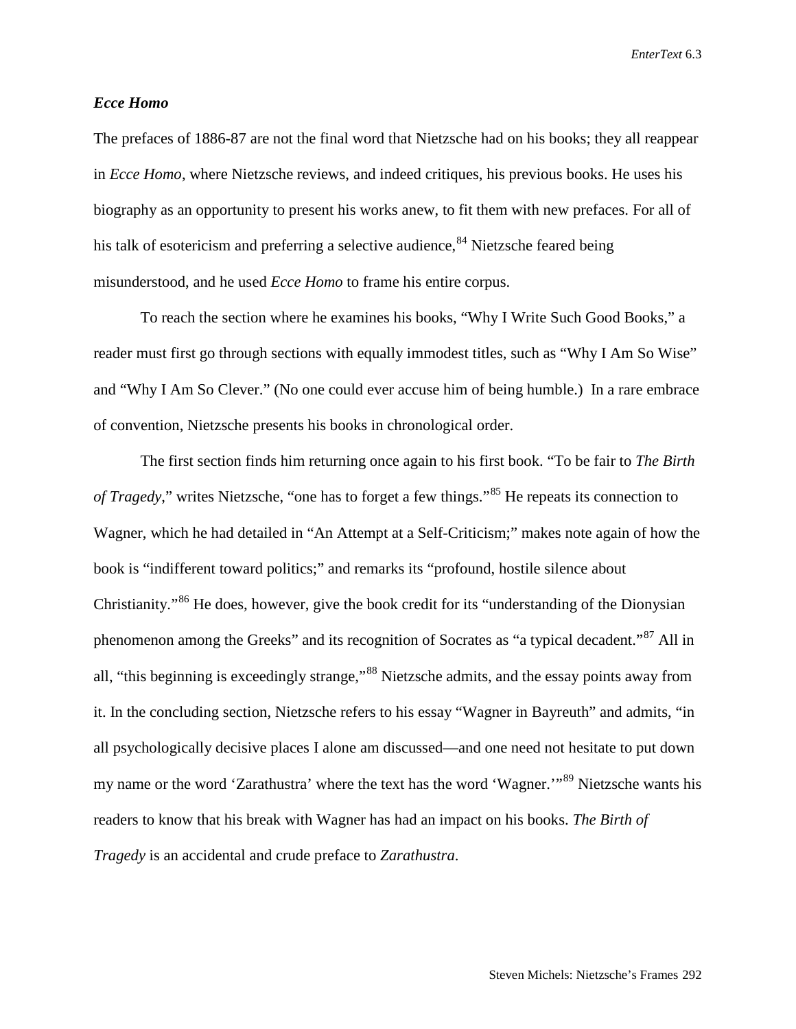### *Ecce Homo*

The prefaces of 1886-87 are not the final word that Nietzsche had on his books; they all reappear in *Ecce Homo*, where Nietzsche reviews, and indeed critiques, his previous books. He uses his biography as an opportunity to present his works anew, to fit them with new prefaces. For all of his talk of esotericism and preferring a selective audience,[84] Nietzsche feared being misunderstood, and he used *Ecce Homo* to frame his entire corpus.

To reach the section where he examines his books, "Why I Write Such Good Books," a reader must first go through sections with equally immodest titles, such as "Why I Am So Wise" and "Why I Am So Clever." (No one could ever accuse him of being humble.) In a rare embrace of convention, Nietzsche presents his books in chronological order.

The first section finds him returning once again to his first book. "To be fair to *The Birth of Tragedy*," writes Nietzsche, "one has to forget a few things."[85] He repeats its connection to Wagner, which he had detailed in "An Attempt at a Self-Criticism;" makes note again of how the book is "indifferent toward politics;" and remarks its "profound, hostile silence about Christianity."[86] He does, however, give the book credit for its "understanding of the Dionysian phenomenon among the Greeks" and its recognition of Socrates as "a typical decadent."[87] All in all, "this beginning is exceedingly strange,"[88] Nietzsche admits, and the essay points away from it. In the concluding section, Nietzsche refers to his essay "Wagner in Bayreuth" and admits, "in all psychologically decisive places I alone am discussed—and one need not hesitate to put down my name or the word 'Zarathustra' where the text has the word 'Wagner.'"[89] Nietzsche wants his readers to know that his break with Wagner has had an impact on his books. *The Birth of Tragedy* is an accidental and crude preface to *Zarathustra*.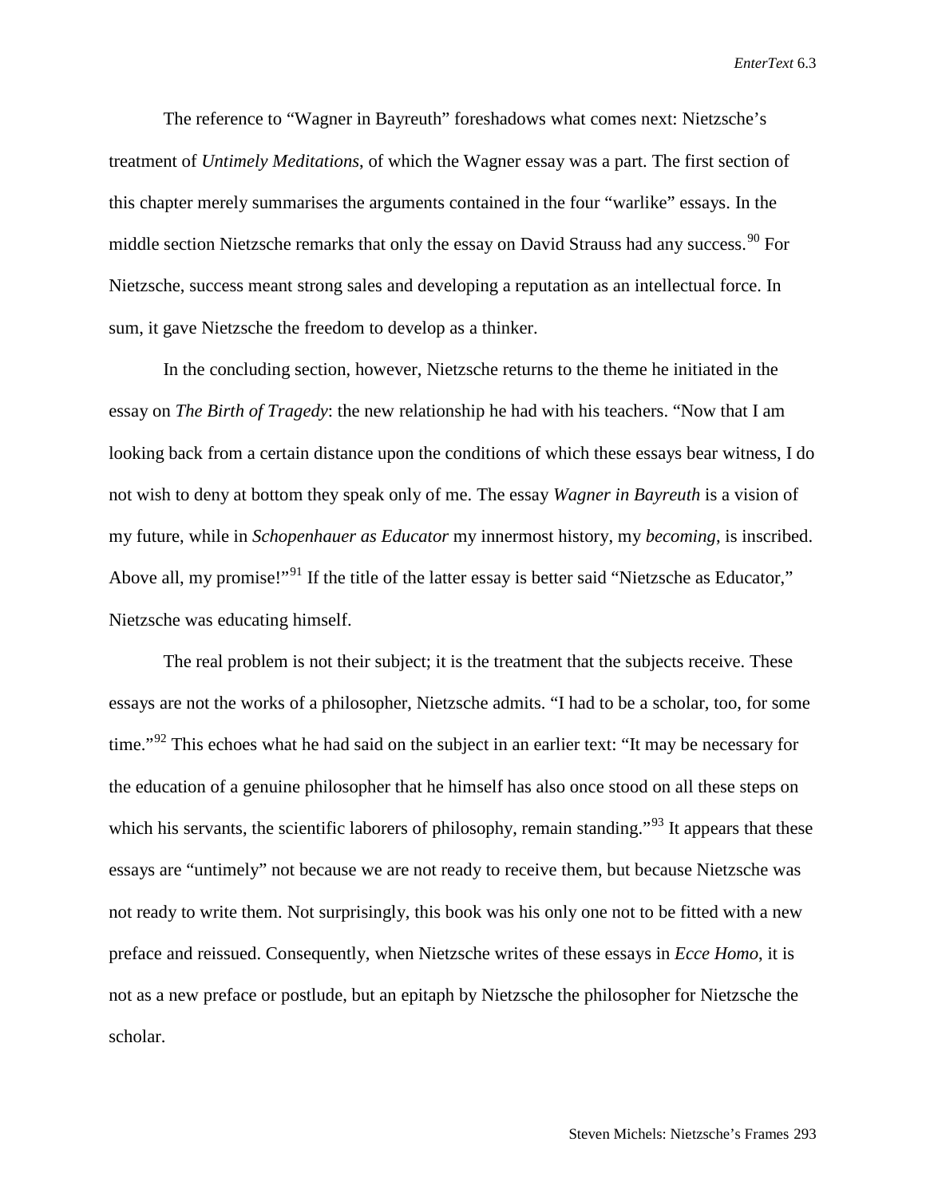The reference to "Wagner in Bayreuth" foreshadows what comes next: Nietzsche's treatment of *Untimely Meditations*, of which the Wagner essay was a part. The first section of this chapter merely summarises the arguments contained in the four "warlike" essays. In the middle section Nietzsche remarks that only the essay on David Strauss had any success.[90] For Nietzsche, success meant strong sales and developing a reputation as an intellectual force. In sum, it gave Nietzsche the freedom to develop as a thinker.

In the concluding section, however, Nietzsche returns to the theme he initiated in the essay on *The Birth of Tragedy*: the new relationship he had with his teachers. "Now that I am looking back from a certain distance upon the conditions of which these essays bear witness, I do not wish to deny at bottom they speak only of me. The essay *Wagner in Bayreuth* is a vision of my future, while in *Schopenhauer as Educator* my innermost history, my *becoming*, is inscribed. Above all, my promise!"[91] If the title of the latter essay is better said "Nietzsche as Educator," Nietzsche was educating himself.

The real problem is not their subject; it is the treatment that the subjects receive. These essays are not the works of a philosopher, Nietzsche admits. "I had to be a scholar, too, for some time."[92] This echoes what he had said on the subject in an earlier text: "It may be necessary for the education of a genuine philosopher that he himself has also once stood on all these steps on which his servants, the scientific laborers of philosophy, remain standing."[93] It appears that these essays are "untimely" not because we are not ready to receive them, but because Nietzsche was not ready to write them. Not surprisingly, this book was his only one not to be fitted with a new preface and reissued. Consequently, when Nietzsche writes of these essays in *Ecce Homo*, it is not as a new preface or postlude, but an epitaph by Nietzsche the philosopher for Nietzsche the scholar.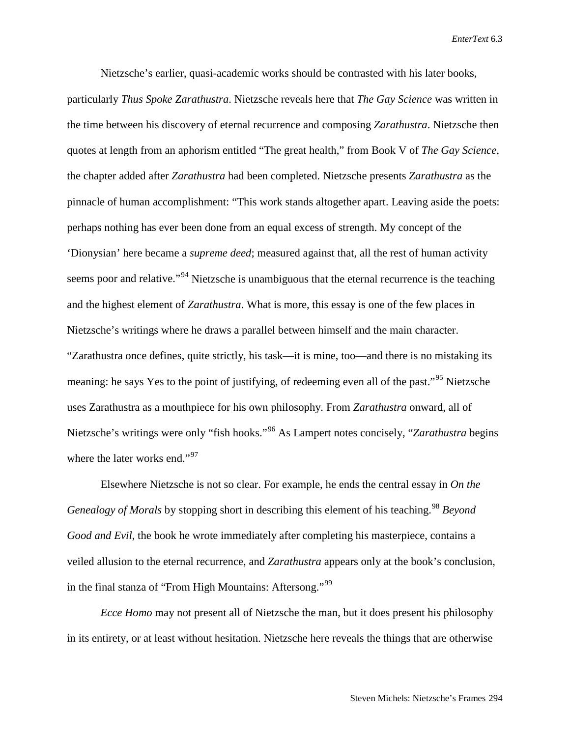Nietzsche's earlier, quasi-academic works should be contrasted with his later books, particularly *Thus Spoke Zarathustra*. Nietzsche reveals here that *The Gay Science* was written in the time between his discovery of eternal recurrence and composing *Zarathustra*. Nietzsche then quotes at length from an aphorism entitled "The great health," from Book V of *The Gay Science*, the chapter added after *Zarathustra* had been completed. Nietzsche presents *Zarathustra* as the pinnacle of human accomplishment: "This work stands altogether apart. Leaving aside the poets: perhaps nothing has ever been done from an equal excess of strength. My concept of the 'Dionysian' here became a *supreme deed*; measured against that, all the rest of human activity seems poor and relative."[94] Nietzsche is unambiguous that the eternal recurrence is the teaching and the highest element of *Zarathustra*. What is more, this essay is one of the few places in Nietzsche's writings where he draws a parallel between himself and the main character. "Zarathustra once defines, quite strictly, his task—it is mine, too—and there is no mistaking its meaning: he says Yes to the point of justifying, of redeeming even all of the past."[95] Nietzsche uses Zarathustra as a mouthpiece for his own philosophy. From *Zarathustra* onward, all of Nietzsche's writings were only "fish hooks."[96] As Lampert notes concisely, "*Zarathustra* begins where the later works end."[97]

Elsewhere Nietzsche is not so clear. For example, he ends the central essay in *On the Genealogy of Morals* by stopping short in describing this element of his teaching.[98] *Beyond Good and Evil*, the book he wrote immediately after completing his masterpiece, contains a veiled allusion to the eternal recurrence, and *Zarathustra* appears only at the book's conclusion, in the final stanza of "From High Mountains: Aftersong."[99]

*Ecce Homo* may not present all of Nietzsche the man, but it does present his philosophy in its entirety, or at least without hesitation. Nietzsche here reveals the things that are otherwise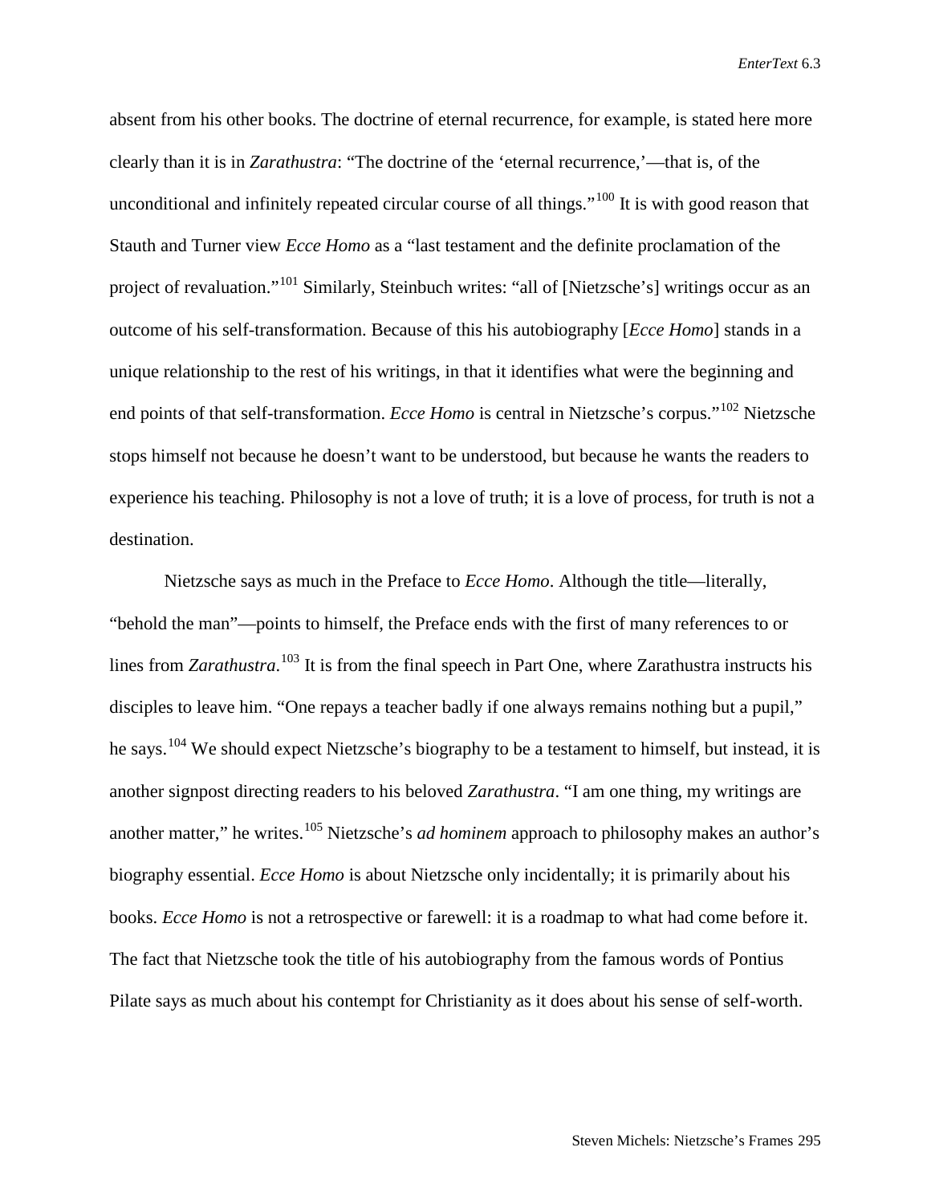absent from his other books. The doctrine of eternal recurrence, for example, is stated here more clearly than it is in *Zarathustra*: "The doctrine of the 'eternal recurrence,'—that is, of the unconditional and infinitely repeated circular course of all things."[100] It is with good reason that Stauth and Turner view *Ecce Homo* as a "last testament and the definite proclamation of the project of revaluation."[101] Similarly, Steinbuch writes: "all of [Nietzsche's] writings occur as an outcome of his self-transformation. Because of this his autobiography [*Ecce Homo*] stands in a unique relationship to the rest of his writings, in that it identifies what were the beginning and end points of that self-transformation. *Ecce Homo* is central in Nietzsche's corpus."[102] Nietzsche stops himself not because he doesn't want to be understood, but because he wants the readers to experience his teaching. Philosophy is not a love of truth; it is a love of process, for truth is not a destination.

Nietzsche says as much in the Preface to *Ecce Homo*. Although the title—literally, "behold the man"—points to himself, the Preface ends with the first of many references to or lines from *Zarathustra*.[103] It is from the final speech in Part One, where Zarathustra instructs his disciples to leave him. "One repays a teacher badly if one always remains nothing but a pupil," he says.[104] We should expect Nietzsche's biography to be a testament to himself, but instead, it is another signpost directing readers to his beloved *Zarathustra*. "I am one thing, my writings are another matter," he writes.[105] Nietzsche's *ad hominem* approach to philosophy makes an author's biography essential. *Ecce Homo* is about Nietzsche only incidentally; it is primarily about his books. *Ecce Homo* is not a retrospective or farewell: it is a roadmap to what had come before it. The fact that Nietzsche took the title of his autobiography from the famous words of Pontius Pilate says as much about his contempt for Christianity as it does about his sense of self-worth.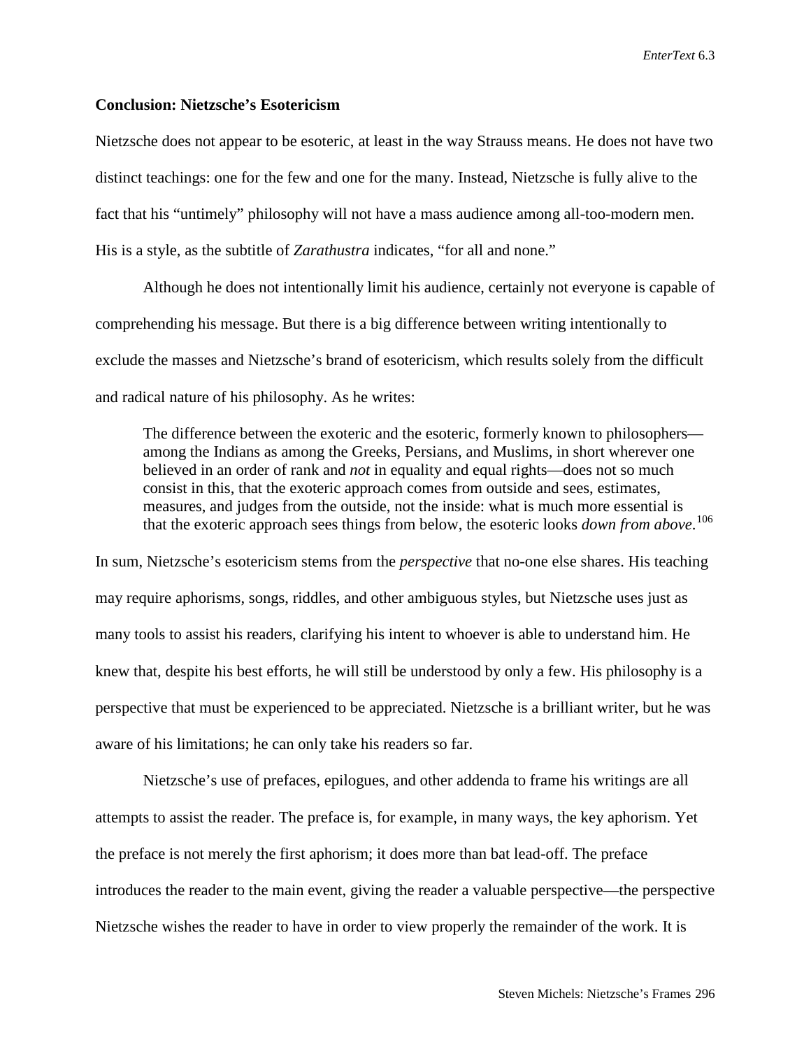### Conclusion: Nietzsche's Esotericism

Nietzsche does not appear to be esoteric, at least in the way Strauss means. He does not have two distinct teachings: one for the few and one for the many. Instead, Nietzsche is fully alive to the fact that his "untimely" philosophy will not have a mass audience among all-too-modern men. His is a style, as the subtitle of *Zarathustra* indicates, "for all and none."

Although he does not intentionally limit his audience, certainly not everyone is capable of comprehending his message. But there is a big difference between writing intentionally to exclude the masses and Nietzsche's brand of esotericism, which results solely from the difficult and radical nature of his philosophy. As he writes:

> The difference between the exoteric and the esoteric, formerly known to philosophers—among the Indians as among the Greeks, Persians, and Muslims, in short wherever one believed in an order of rank and *not* in equality and equal rights—does not so much consist in this, that the exoteric approach comes from outside and sees, estimates, measures, and judges from the outside, not the inside: what is much more essential is that the exoteric approach sees things from below, the esoteric looks *down from above*.[106]

In sum, Nietzsche's esotericism stems from the *perspective* that no-one else shares. His teaching may require aphorisms, songs, riddles, and other ambiguous styles, but Nietzsche uses just as many tools to assist his readers, clarifying his intent to whoever is able to understand him. He knew that, despite his best efforts, he will still be understood by only a few. His philosophy is a perspective that must be experienced to be appreciated. Nietzsche is a brilliant writer, but he was aware of his limitations; he can only take his readers so far.

Nietzsche's use of prefaces, epilogues, and other addenda to frame his writings are all attempts to assist the reader. The preface is, for example, in many ways, the key aphorism. Yet the preface is not merely the first aphorism; it does more than bat lead-off. The preface introduces the reader to the main event, giving the reader a valuable perspective—the perspective Nietzsche wishes the reader to have in order to view properly the remainder of the work. It is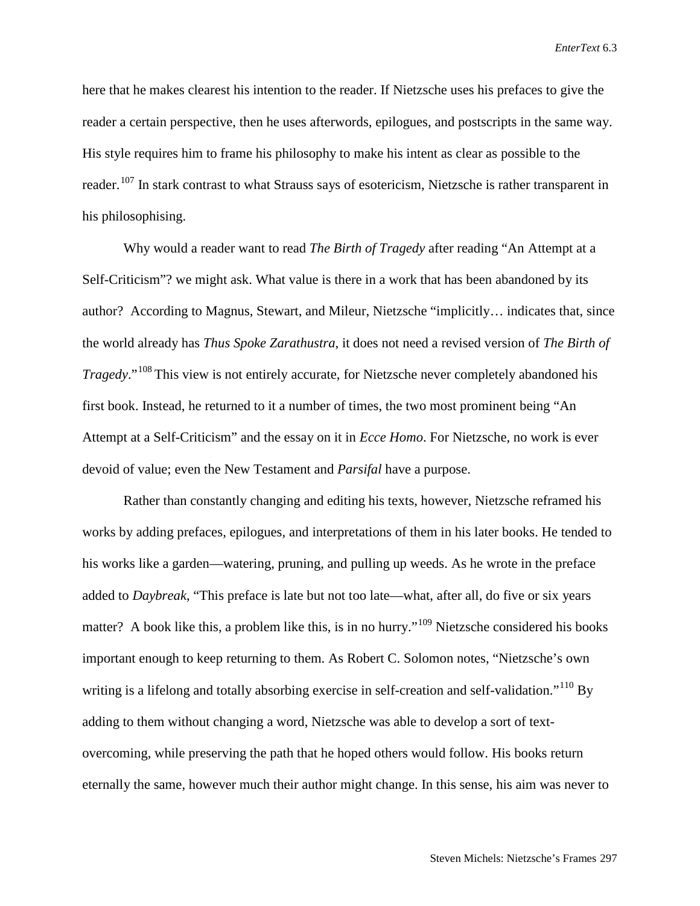here that he makes clearest his intention to the reader. If Nietzsche uses his prefaces to give the reader a certain perspective, then he uses afterwords, epilogues, and postscripts in the same way. His style requires him to frame his philosophy to make his intent as clear as possible to the reader.[107] In stark contrast to what Strauss says of esotericism, Nietzsche is rather transparent in his philosophising.

Why would a reader want to read *The Birth of Tragedy* after reading "An Attempt at a Self-Criticism"? we might ask. What value is there in a work that has been abandoned by its author? According to Magnus, Stewart, and Mileur, Nietzsche "implicitly… indicates that, since the world already has *Thus Spoke Zarathustra*, it does not need a revised version of *The Birth of Tragedy*."[108] This view is not entirely accurate, for Nietzsche never completely abandoned his first book. Instead, he returned to it a number of times, the two most prominent being "An Attempt at a Self-Criticism" and the essay on it in *Ecce Homo*. For Nietzsche, no work is ever devoid of value; even the New Testament and *Parsifal* have a purpose.

Rather than constantly changing and editing his texts, however, Nietzsche reframed his works by adding prefaces, epilogues, and interpretations of them in his later books. He tended to his works like a garden—watering, pruning, and pulling up weeds. As he wrote in the preface added to *Daybreak*, "This preface is late but not too late—what, after all, do five or six years matter? A book like this, a problem like this, is in no hurry."[109] Nietzsche considered his books important enough to keep returning to them. As Robert C. Solomon notes, "Nietzsche's own writing is a lifelong and totally absorbing exercise in self-creation and self-validation."[110] By adding to them without changing a word, Nietzsche was able to develop a sort of text-overcoming, while preserving the path that he hoped others would follow. His books return eternally the same, however much their author might change. In this sense, his aim was never to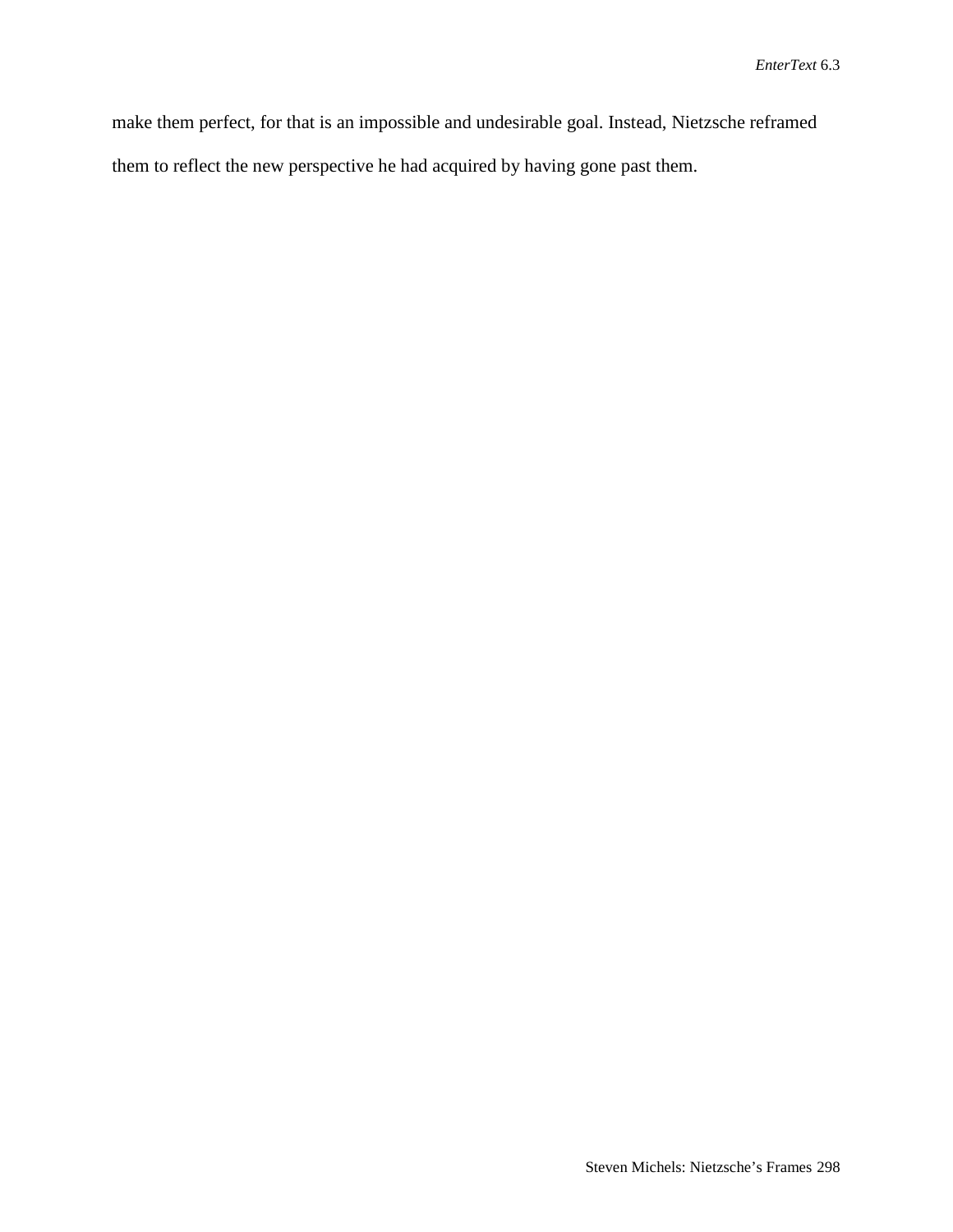make them perfect, for that is an impossible and undesirable goal. Instead, Nietzsche reframed them to reflect the new perspective he had acquired by having gone past them.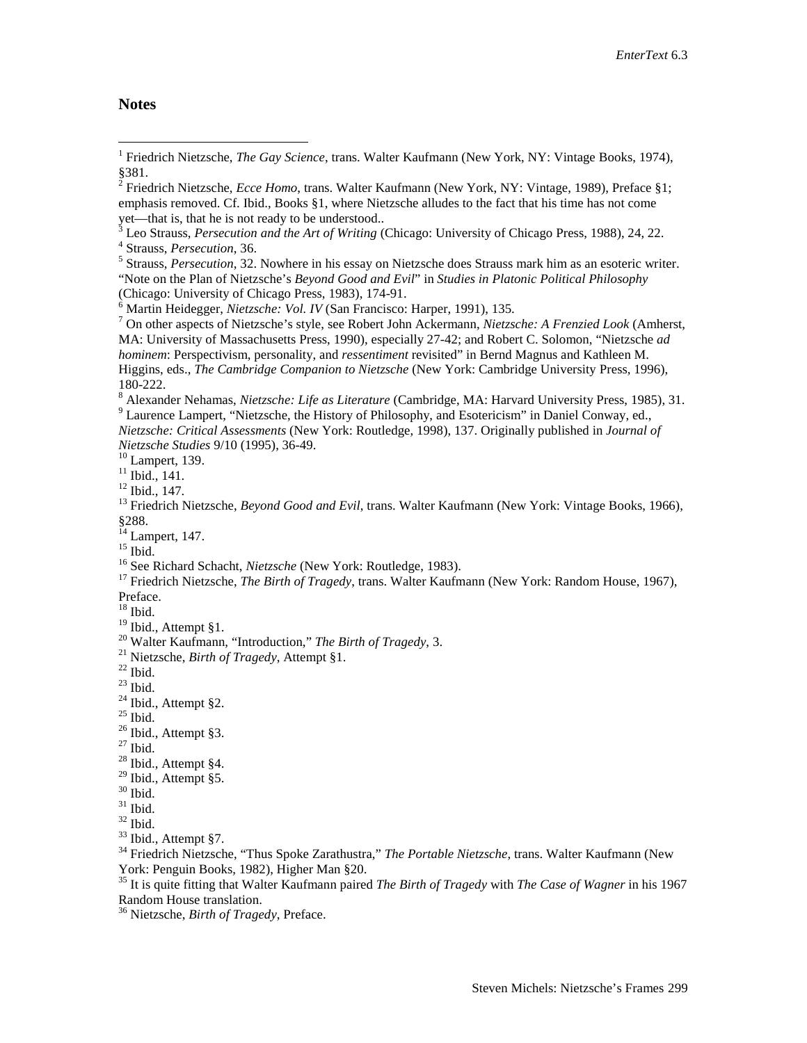## Notes

[1] Friedrich Nietzsche, *The Gay Science*, trans. Walter Kaufmann (New York, NY: Vintage Books, 1974), §381.

[2] Friedrich Nietzsche, *Ecce Homo*, trans. Walter Kaufmann (New York, NY: Vintage, 1989), Preface §1; emphasis removed. Cf. Ibid., Books §1, where Nietzsche alludes to the fact that his time has not come yet—that is, that he is not ready to be understood..

[3] Leo Strauss, *Persecution and the Art of Writing* (Chicago: University of Chicago Press, 1988), 24, 22.

[4] Strauss, *Persecution*, 36.

[5] Strauss, *Persecution*, 32. Nowhere in his essay on Nietzsche does Strauss mark him as an esoteric writer. "Note on the Plan of Nietzsche's *Beyond Good and Evil*" in *Studies in Platonic Political Philosophy* (Chicago: University of Chicago Press, 1983), 174-91.

[6] Martin Heidegger, *Nietzsche: Vol. IV* (San Francisco: Harper, 1991), 135.

[7] On other aspects of Nietzsche's style, see Robert John Ackermann, *Nietzsche: A Frenzied Look* (Amherst, MA: University of Massachusetts Press, 1990), especially 27-42; and Robert C. Solomon, "Nietzsche *ad hominem*: Perspectivism, personality, and *ressentiment* revisited" in Bernd Magnus and Kathleen M. Higgins, eds., *The Cambridge Companion to Nietzsche* (New York: Cambridge University Press, 1996), 180-222.

[8] Alexander Nehamas, *Nietzsche: Life as Literature* (Cambridge, MA: Harvard University Press, 1985), 31.

[9] Laurence Lampert, "Nietzsche, the History of Philosophy, and Esotericism" in Daniel Conway, ed., *Nietzsche: Critical Assessments* (New York: Routledge, 1998), 137. Originally published in *Journal of Nietzsche Studies* 9/10 (1995), 36-49.

[10] Lampert, 139.

[11] Ibid., 141.

[12] Ibid., 147.

[13] Friedrich Nietzsche, *Beyond Good and Evil*, trans. Walter Kaufmann (New York: Vintage Books, 1966), §288.

[14] Lampert, 147.

[15] Ibid.

[16] See Richard Schacht, *Nietzsche* (New York: Routledge, 1983).

[17] Friedrich Nietzsche, *The Birth of Tragedy*, trans. Walter Kaufmann (New York: Random House, 1967), Preface.

[18] Ibid.

[19] Ibid., Attempt §1.

[20] Walter Kaufmann, "Introduction," *The Birth of Tragedy*, 3.

[21] Nietzsche, *Birth of Tragedy*, Attempt §1.

[22] Ibid.

[23] Ibid.

[24] Ibid., Attempt §2.

[25] Ibid.

[26] Ibid., Attempt §3.

[27] Ibid.

[28] Ibid., Attempt §4.

[29] Ibid., Attempt §5.

[30] Ibid.

[31] Ibid.

[32] Ibid.

[33] Ibid., Attempt §7.

[34] Friedrich Nietzsche, "Thus Spoke Zarathustra," *The Portable Nietzsche*, trans. Walter Kaufmann (New York: Penguin Books, 1982), Higher Man §20.

[35] It is quite fitting that Walter Kaufmann paired *The Birth of Tragedy* with *The Case of Wagner* in his 1967 Random House translation.

[36] Nietzsche, *Birth of Tragedy*, Preface.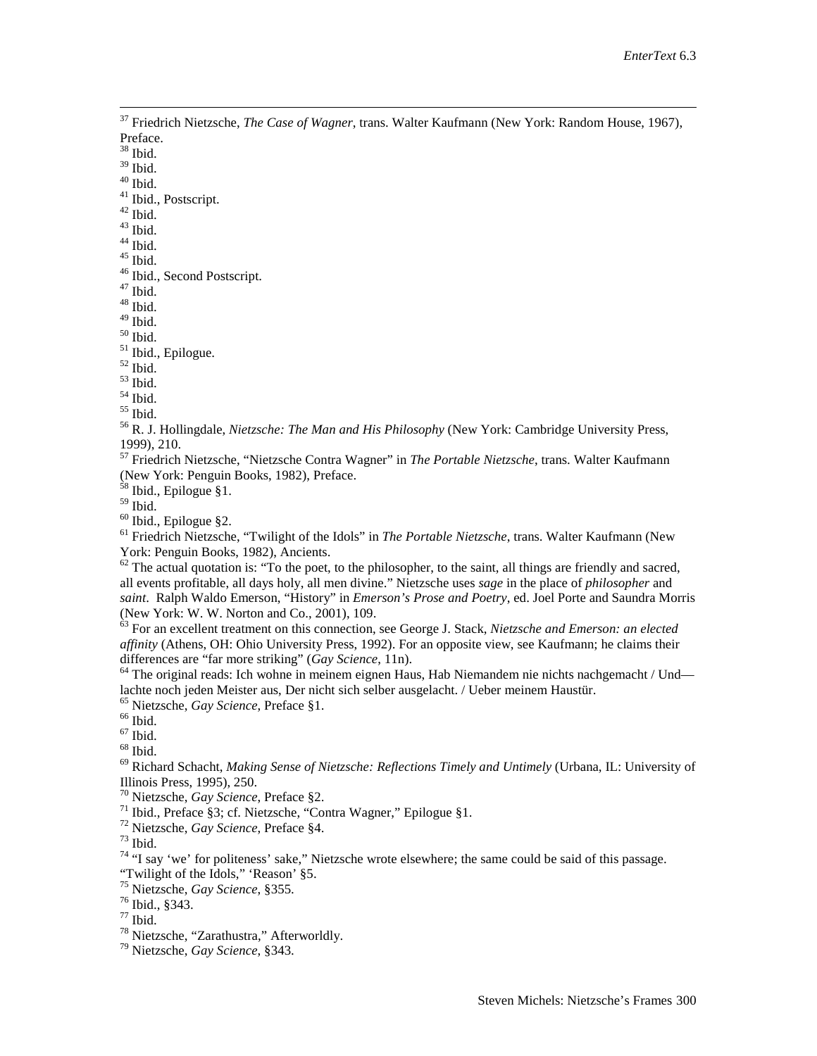[37] Friedrich Nietzsche, *The Case of Wagner*, trans. Walter Kaufmann (New York: Random House, 1967), Preface.
[38] Ibid.
[39] Ibid.
[40] Ibid.
[41] Ibid., Postscript.
[42] Ibid.
[43] Ibid.
[44] Ibid.
[45] Ibid.
[46] Ibid., Second Postscript.
[47] Ibid.
[48] Ibid.
[49] Ibid.
[50] Ibid.
[51] Ibid., Epilogue.
[52] Ibid.
[53] Ibid.
[54] Ibid.
[55] Ibid.
[56] R. J. Hollingdale, *Nietzsche: The Man and His Philosophy* (New York: Cambridge University Press, 1999), 210.
[57] Friedrich Nietzsche, "Nietzsche Contra Wagner" in *The Portable Nietzsche*, trans. Walter Kaufmann (New York: Penguin Books, 1982), Preface.
[58] Ibid., Epilogue §1.
[59] Ibid.
[60] Ibid., Epilogue §2.
[61] Friedrich Nietzsche, "Twilight of the Idols" in *The Portable Nietzsche*, trans. Walter Kaufmann (New York: Penguin Books, 1982), Ancients.
[62] The actual quotation is: "To the poet, to the philosopher, to the saint, all things are friendly and sacred, all events profitable, all days holy, all men divine." Nietzsche uses *sage* in the place of *philosopher* and *saint*. Ralph Waldo Emerson, "History" in *Emerson's Prose and Poetry*, ed. Joel Porte and Saundra Morris (New York: W. W. Norton and Co., 2001), 109.
[63] For an excellent treatment on this connection, see George J. Stack, *Nietzsche and Emerson: an elected affinity* (Athens, OH: Ohio University Press, 1992). For an opposite view, see Kaufmann; he claims their differences are "far more striking" (*Gay Science*, 11n).
[64] The original reads: Ich wohne in meinem eignen Haus, Hab Niemandem nie nichts nachgemacht / Und—lachte noch jeden Meister aus, Der nicht sich selber ausgelacht. / Ueber meinem Haustür.
[65] Nietzsche, *Gay Science*, Preface §1.
[66] Ibid.
[67] Ibid.
[68] Ibid.
[69] Richard Schacht, *Making Sense of Nietzsche: Reflections Timely and Untimely* (Urbana, IL: University of Illinois Press, 1995), 250.
[70] Nietzsche, *Gay Science*, Preface §2.
[71] Ibid., Preface §3; cf. Nietzsche, "Contra Wagner," Epilogue §1.
[72] Nietzsche, *Gay Science*, Preface §4.
[73] Ibid.
[74] "I say 'we' for politeness' sake," Nietzsche wrote elsewhere; the same could be said of this passage. "Twilight of the Idols," 'Reason' §5.
[75] Nietzsche, *Gay Science*, §355.
[76] Ibid., §343.
[77] Ibid.
[78] Nietzsche, "Zarathustra," Afterworldly.
[79] Nietzsche, *Gay Science*, §343.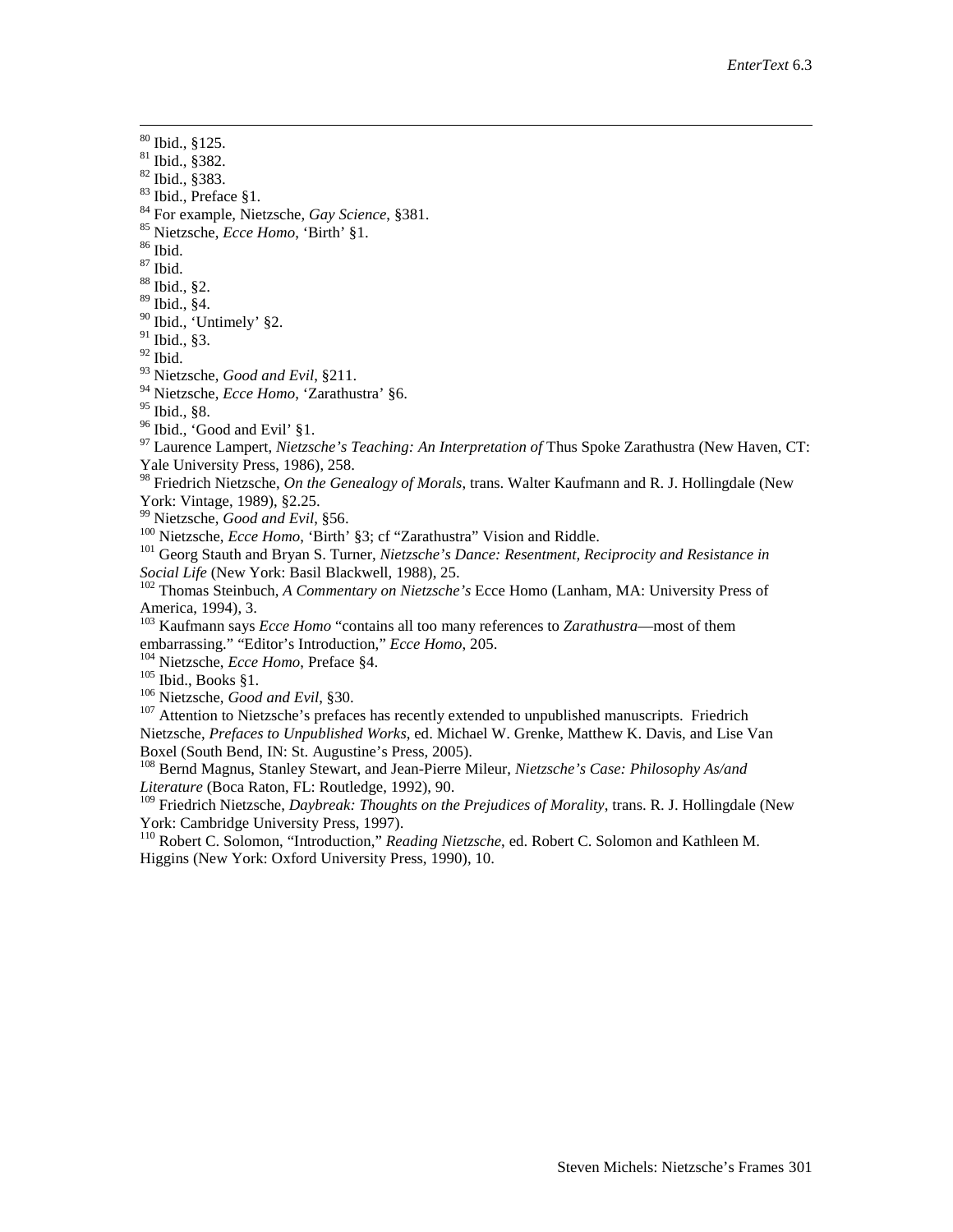[80] Ibid., §125.
[81] Ibid., §382.
[82] Ibid., §383.
[83] Ibid., Preface §1.
[84] For example, Nietzsche, *Gay Science*, §381.
[85] Nietzsche, *Ecce Homo*, 'Birth' §1.
[86] Ibid.
[87] Ibid.
[88] Ibid., §2.
[89] Ibid., §4.
[90] Ibid., 'Untimely' §2.
[91] Ibid., §3.
[92] Ibid.
[93] Nietzsche, *Good and Evil*, §211.
[94] Nietzsche, *Ecce Homo*, 'Zarathustra' §6.
[95] Ibid., §8.
[96] Ibid., 'Good and Evil' §1.
[97] Laurence Lampert, *Nietzsche's Teaching: An Interpretation of* Thus Spoke Zarathustra (New Haven, CT: Yale University Press, 1986), 258.
[98] Friedrich Nietzsche, *On the Genealogy of Morals*, trans. Walter Kaufmann and R. J. Hollingdale (New York: Vintage, 1989), §2.25.
[99] Nietzsche, *Good and Evil*, §56.
[100] Nietzsche, *Ecce Homo*, 'Birth' §3; cf "Zarathustra" Vision and Riddle.
[101] Georg Stauth and Bryan S. Turner, *Nietzsche's Dance: Resentment, Reciprocity and Resistance in Social Life* (New York: Basil Blackwell, 1988), 25.
[102] Thomas Steinbuch, *A Commentary on Nietzsche's* Ecce Homo (Lanham, MA: University Press of America, 1994), 3.
[103] Kaufmann says *Ecce Homo* "contains all too many references to *Zarathustra*—most of them embarrassing." "Editor's Introduction," *Ecce Homo*, 205.
[104] Nietzsche, *Ecce Homo*, Preface §4.
[105] Ibid., Books §1.
[106] Nietzsche, *Good and Evil*, §30.
[107] Attention to Nietzsche's prefaces has recently extended to unpublished manuscripts. Friedrich Nietzsche, *Prefaces to Unpublished Works*, ed. Michael W. Grenke, Matthew K. Davis, and Lise Van Boxel (South Bend, IN: St. Augustine's Press, 2005).
[108] Bernd Magnus, Stanley Stewart, and Jean-Pierre Mileur, *Nietzsche's Case: Philosophy As/and Literature* (Boca Raton, FL: Routledge, 1992), 90.
[109] Friedrich Nietzsche, *Daybreak: Thoughts on the Prejudices of Morality*, trans. R. J. Hollingdale (New York: Cambridge University Press, 1997).
[110] Robert C. Solomon, "Introduction," *Reading Nietzsche*, ed. Robert C. Solomon and Kathleen M. Higgins (New York: Oxford University Press, 1990), 10.